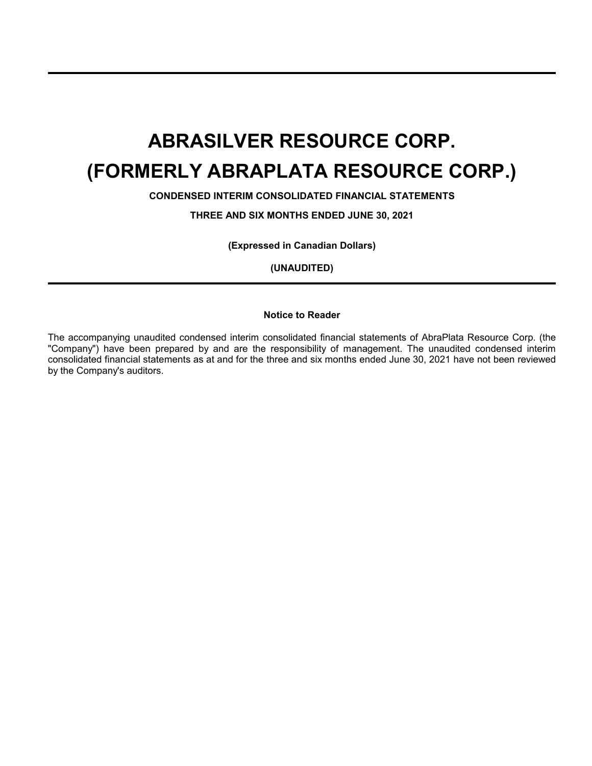# ABRASILVER RESOURCE CORP.

# (FORMERLY ABRAPLATA RESOURCE CORP.)

**CONDENSED INTERIM CONSOLIDATED FINANCIAL STATEMENTS**

**THREE AND SIX MONTHS ENDED JUNE 30, 2021**

**(Expressed in Canadian Dollars)**

**(UNAUDITED)**

**Notice to Reader**

The accompanying unaudited condensed interim consolidated financial statements of AbraPlata Resource Corp. (the "Company") have been prepared by and are the responsibility of management. The unaudited condensed interim consolidated financial statements as at and for the three and six months ended June 30, 2021 have not been reviewed by the Company's auditors.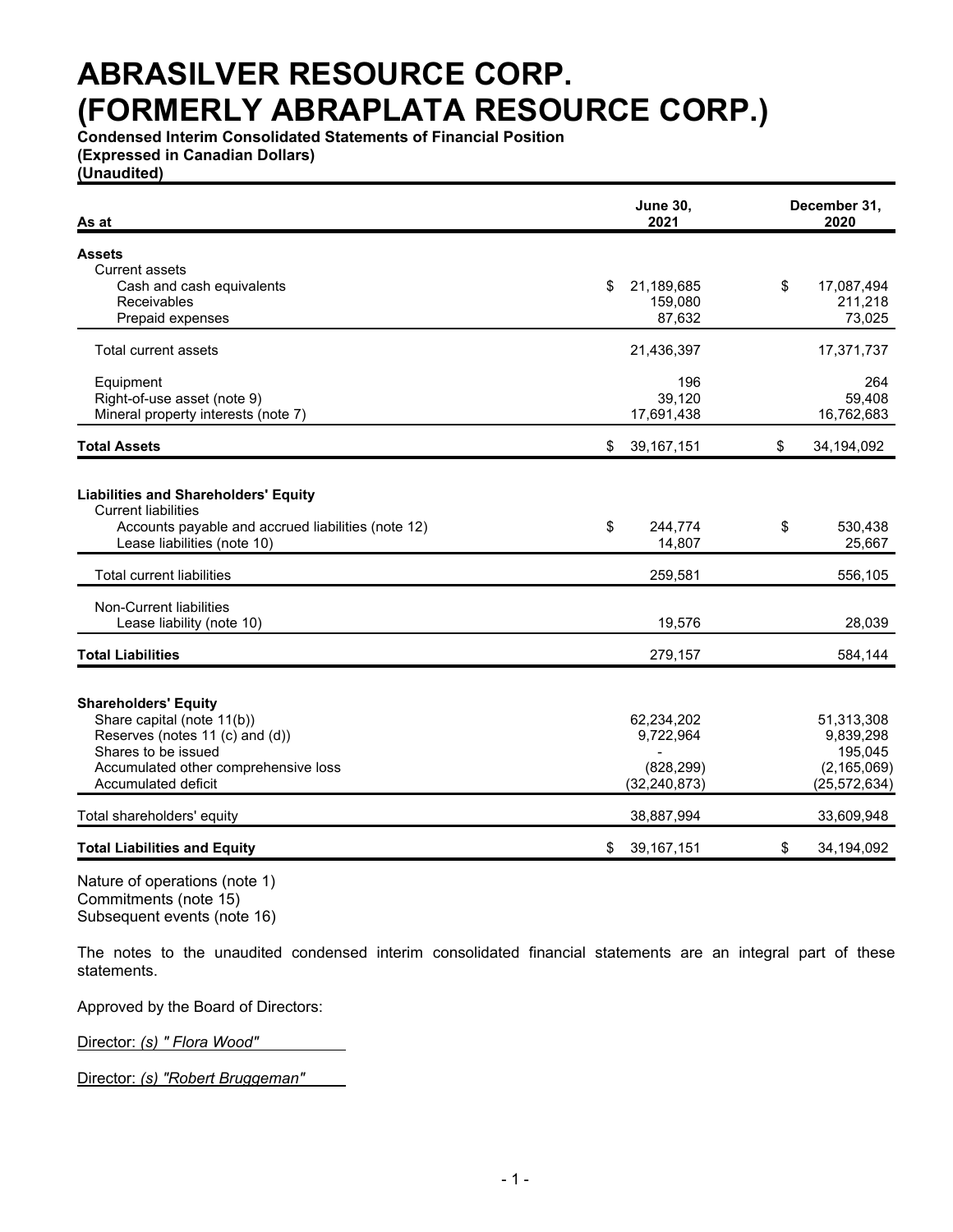# ABRASILVER RESOURCE CORP.
# (FORMERLY ABRAPLATA RESOURCE CORP.)

**Condensed Interim Consolidated Statements of Financial Position**
**(Expressed in Canadian Dollars)**
**(Unaudited)**

| As at | June 30, 2021 | December 31, 2020 |
|---|---|---|
| **Assets** | | |
| Current assets | | |
| Cash and cash equivalents | $ 21,189,685 | $ 17,087,494 |
| Receivables | 159,080 | 211,218 |
| Prepaid expenses | 87,632 | 73,025 |
| Total current assets | 21,436,397 | 17,371,737 |
| Equipment | 196 | 264 |
| Right-of-use asset (note 9) | 39,120 | 59,408 |
| Mineral property interests (note 7) | 17,691,438 | 16,762,683 |
| **Total Assets** | $ 39,167,151 | $ 34,194,092 |
| **Liabilities and Shareholders' Equity** | | |
| Current liabilities | | |
| Accounts payable and accrued liabilities (note 12) | $ 244,774 | $ 530,438 |
| Lease liabilities (note 10) | 14,807 | 25,667 |
| Total current liabilities | 259,581 | 556,105 |
| Non-Current liabilities | | |
| Lease liability (note 10) | 19,576 | 28,039 |
| **Total Liabilities** | 279,157 | 584,144 |
| **Shareholders' Equity** | | |
| Share capital (note 11(b)) | 62,234,202 | 51,313,308 |
| Reserves (notes 11 (c) and (d)) | 9,722,964 | 9,839,298 |
| Shares to be issued | - | 195,045 |
| Accumulated other comprehensive loss | (828,299) | (2,165,069) |
| Accumulated deficit | (32,240,873) | (25,572,634) |
| Total shareholders' equity | 38,887,994 | 33,609,948 |
| **Total Liabilities and Equity** | $ 39,167,151 | $ 34,194,092 |

Nature of operations (note 1)
Commitments (note 15)
Subsequent events (note 16)

The notes to the unaudited condensed interim consolidated financial statements are an integral part of these statements.

Approved by the Board of Directors:

Director: *(s) " Flora Wood"*

Director: *(s) "Robert Bruggeman"*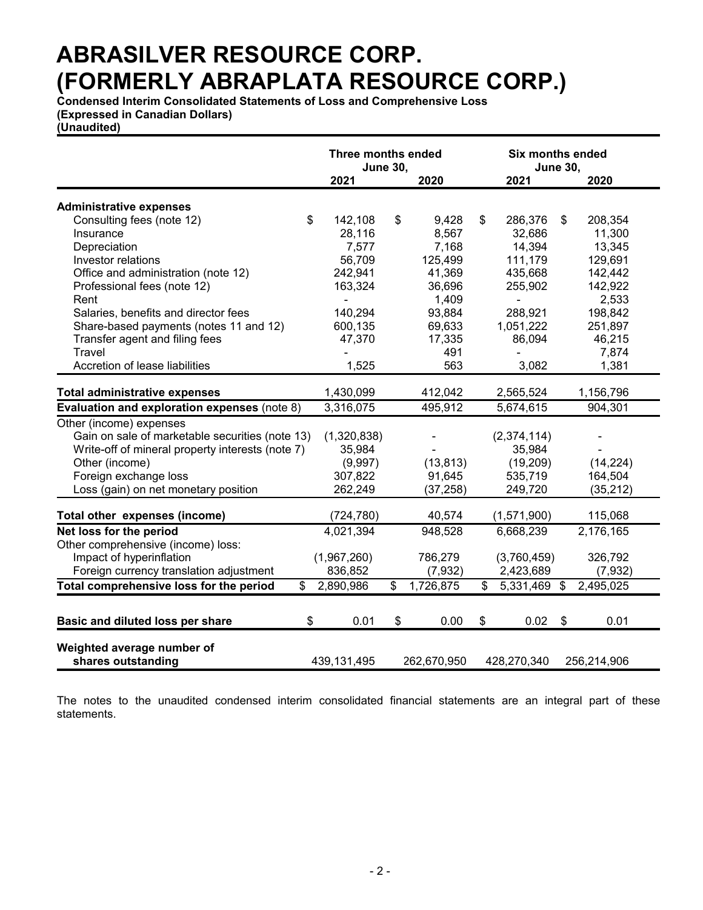# ABRASILVER RESOURCE CORP.
# (FORMERLY ABRAPLATA RESOURCE CORP.)

**Condensed Interim Consolidated Statements of Loss and Comprehensive Loss**
**(Expressed in Canadian Dollars)**
**(Unaudited)**

| | Three months ended June 30, 2021 | Three months ended June 30, 2020 | Six months ended June 30, 2021 | Six months ended June 30, 2020 |
|---|---|---|---|---|
| **Administrative expenses** | | | | |
| Consulting fees (note 12) | $ 142,108 | $ 9,428 | $ 286,376 | $ 208,354 |
| Insurance | 28,116 | 8,567 | 32,686 | 11,300 |
| Depreciation | 7,577 | 7,168 | 14,394 | 13,345 |
| Investor relations | 56,709 | 125,499 | 111,179 | 129,691 |
| Office and administration (note 12) | 242,941 | 41,369 | 435,668 | 142,442 |
| Professional fees (note 12) | 163,324 | 36,696 | 255,902 | 142,922 |
| Rent | - | 1,409 | - | 2,533 |
| Salaries, benefits and director fees | 140,294 | 93,884 | 288,921 | 198,842 |
| Share-based payments (notes 11 and 12) | 600,135 | 69,633 | 1,051,222 | 251,897 |
| Transfer agent and filing fees | 47,370 | 17,335 | 86,094 | 46,215 |
| Travel | - | 491 | - | 7,874 |
| Accretion of lease liabilities | 1,525 | 563 | 3,082 | 1,381 |
| **Total administrative expenses** | 1,430,099 | 412,042 | 2,565,524 | 1,156,796 |
| **Evaluation and exploration expenses** (note 8) | 3,316,075 | 495,912 | 5,674,615 | 904,301 |
| Other (income) expenses | | | | |
| Gain on sale of marketable securities (note 13) | (1,320,838) | - | (2,374,114) | - |
| Write-off of mineral property interests (note 7) | 35,984 | - | 35,984 | - |
| Other (income) | (9,997) | (13,813) | (19,209) | (14,224) |
| Foreign exchange loss | 307,822 | 91,645 | 535,719 | 164,504 |
| Loss (gain) on net monetary position | 262,249 | (37,258) | 249,720 | (35,212) |
| **Total other expenses (income)** | (724,780) | 40,574 | (1,571,900) | 115,068 |
| **Net loss for the period** | 4,021,394 | 948,528 | 6,668,239 | 2,176,165 |
| Other comprehensive (income) loss: | | | | |
| Impact of hyperinflation | (1,967,260) | 786,279 | (3,760,459) | 326,792 |
| Foreign currency translation adjustment | 836,852 | (7,932) | 2,423,689 | (7,932) |
| **Total comprehensive loss for the period** | $ 2,890,986 | $ 1,726,875 | $ 5,331,469 | $ 2,495,025 |
| **Basic and diluted loss per share** | $ 0.01 | $ 0.00 | $ 0.02 | $ 0.01 |
| **Weighted average number of shares outstanding** | 439,131,495 | 262,670,950 | 428,270,340 | 256,214,906 |

The notes to the unaudited condensed interim consolidated financial statements are an integral part of these statements.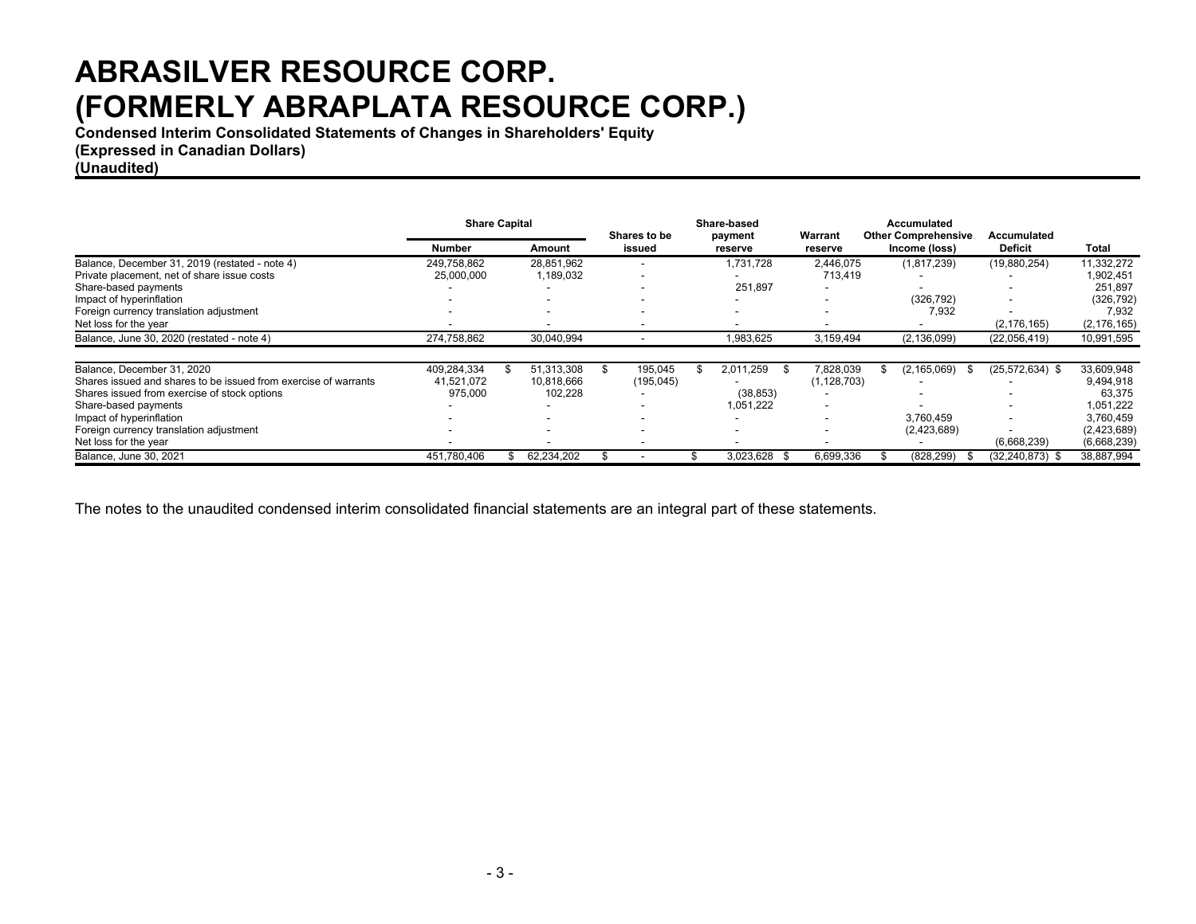# ABRASILVER RESOURCE CORP.
# (FORMERLY ABRAPLATA RESOURCE CORP.)

**Condensed Interim Consolidated Statements of Changes in Shareholders' Equity**
**(Expressed in Canadian Dollars)**
**(Unaudited)**

| | Share Capital | | Shares to be issued | Share-based payment reserve | Warrant reserve | Accumulated Other Comprehensive Income (loss) | Accumulated Deficit | Total |
|---|---|---|---|---|---|---|---|---|
| | Number | Amount | | | | | | |
| Balance, December 31, 2019 (restated - note 4) | 249,758,862 | 28,851,962 | - | 1,731,728 | 2,446,075 | (1,817,239) | (19,880,254) | 11,332,272 |
| Private placement, net of share issue costs | 25,000,000 | 1,189,032 | - | - | 713,419 | - | - | 1,902,451 |
| Share-based payments | - | - | - | 251,897 | - | - | - | 251,897 |
| Impact of hyperinflation | - | - | - | - | - | (326,792) | - | (326,792) |
| Foreign currency translation adjustment | - | - | - | - | - | 7,932 | - | 7,932 |
| Net loss for the year | - | - | - | - | - | - | (2,176,165) | (2,176,165) |
| Balance, June 30, 2020 (restated - note 4) | 274,758,862 | 30,040,994 | - | 1,983,625 | 3,159,494 | (2,136,099) | (22,056,419) | 10,991,595 |
| | | | | | | | | |
| Balance, December 31, 2020 | 409,284,334 | $ 51,313,308 | $ 195,045 | $ 2,011,259 | $ 7,828,039 | $ (2,165,069) | $ (25,572,634) | $ 33,609,948 |
| Shares issued and shares to be issued from exercise of warrants | 41,521,072 | 10,818,666 | (195,045) | - | (1,128,703) | - | - | 9,494,918 |
| Shares issued from exercise of stock options | 975,000 | 102,228 | - | (38,853) | - | - | - | 63,375 |
| Share-based payments | - | - | - | 1,051,222 | - | - | - | 1,051,222 |
| Impact of hyperinflation | - | - | - | - | - | 3,760,459 | - | 3,760,459 |
| Foreign currency translation adjustment | - | - | - | - | - | (2,423,689) | - | (2,423,689) |
| Net loss for the year | - | - | - | - | - | - | (6,668,239) | (6,668,239) |
| Balance, June 30, 2021 | 451,780,406 | $ 62,234,202 | $ - | $ 3,023,628 | $ 6,699,336 | $ (828,299) | $ (32,240,873) | $ 38,887,994 |

The notes to the unaudited condensed interim consolidated financial statements are an integral part of these statements.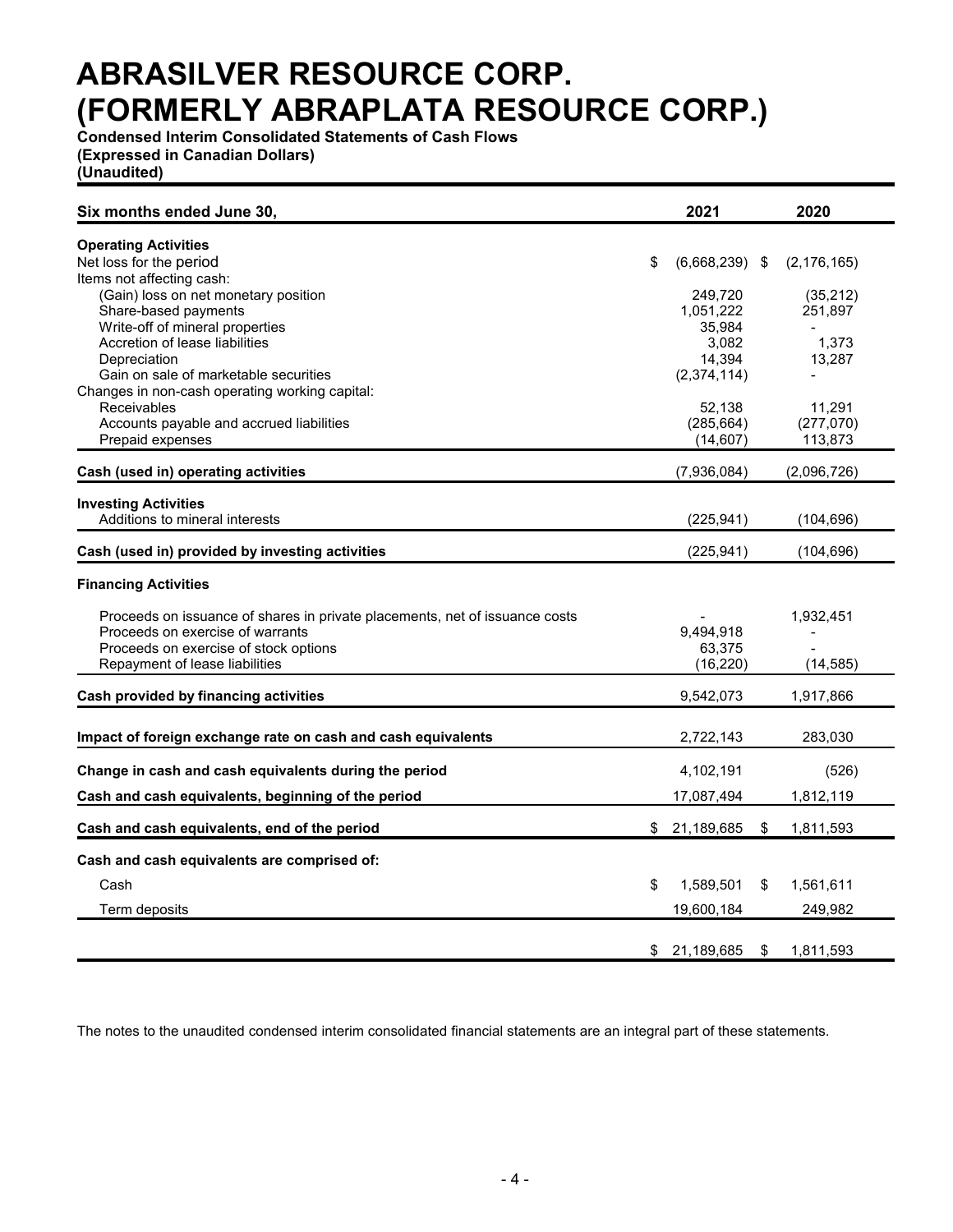# ABRASILVER RESOURCE CORP.
# (FORMERLY ABRAPLATA RESOURCE CORP.)

**Condensed Interim Consolidated Statements of Cash Flows**
**(Expressed in Canadian Dollars)**
**(Unaudited)**

| Six months ended June 30, | 2021 | 2020 |
|---|---|---|
| **Operating Activities** | | |
| Net loss for the period | $ (6,668,239) | $ (2,176,165) |
| Items not affecting cash: | | |
| (Gain) loss on net monetary position | 249,720 | (35,212) |
| Share-based payments | 1,051,222 | 251,897 |
| Write-off of mineral properties | 35,984 | - |
| Accretion of lease liabilities | 3,082 | 1,373 |
| Depreciation | 14,394 | 13,287 |
| Gain on sale of marketable securities | (2,374,114) | - |
| Changes in non-cash operating working capital: | | |
| Receivables | 52,138 | 11,291 |
| Accounts payable and accrued liabilities | (285,664) | (277,070) |
| Prepaid expenses | (14,607) | 113,873 |
| **Cash (used in) operating activities** | (7,936,084) | (2,096,726) |
| **Investing Activities** | | |
| Additions to mineral interests | (225,941) | (104,696) |
| **Cash (used in) provided by investing activities** | (225,941) | (104,696) |
| **Financing Activities** | | |
| Proceeds on issuance of shares in private placements, net of issuance costs | - | 1,932,451 |
| Proceeds on exercise of warrants | 9,494,918 | - |
| Proceeds on exercise of stock options | 63,375 | - |
| Repayment of lease liabilities | (16,220) | (14,585) |
| **Cash provided by financing activities** | 9,542,073 | 1,917,866 |
| **Impact of foreign exchange rate on cash and cash equivalents** | 2,722,143 | 283,030 |
| **Change in cash and cash equivalents during the period** | 4,102,191 | (526) |
| **Cash and cash equivalents, beginning of the period** | 17,087,494 | 1,812,119 |
| **Cash and cash equivalents, end of the period** | $ 21,189,685 | $ 1,811,593 |
| **Cash and cash equivalents are comprised of:** | | |
| Cash | $ 1,589,501 | $ 1,561,611 |
| Term deposits | 19,600,184 | 249,982 |
| | $ 21,189,685 | $ 1,811,593 |

The notes to the unaudited condensed interim consolidated financial statements are an integral part of these statements.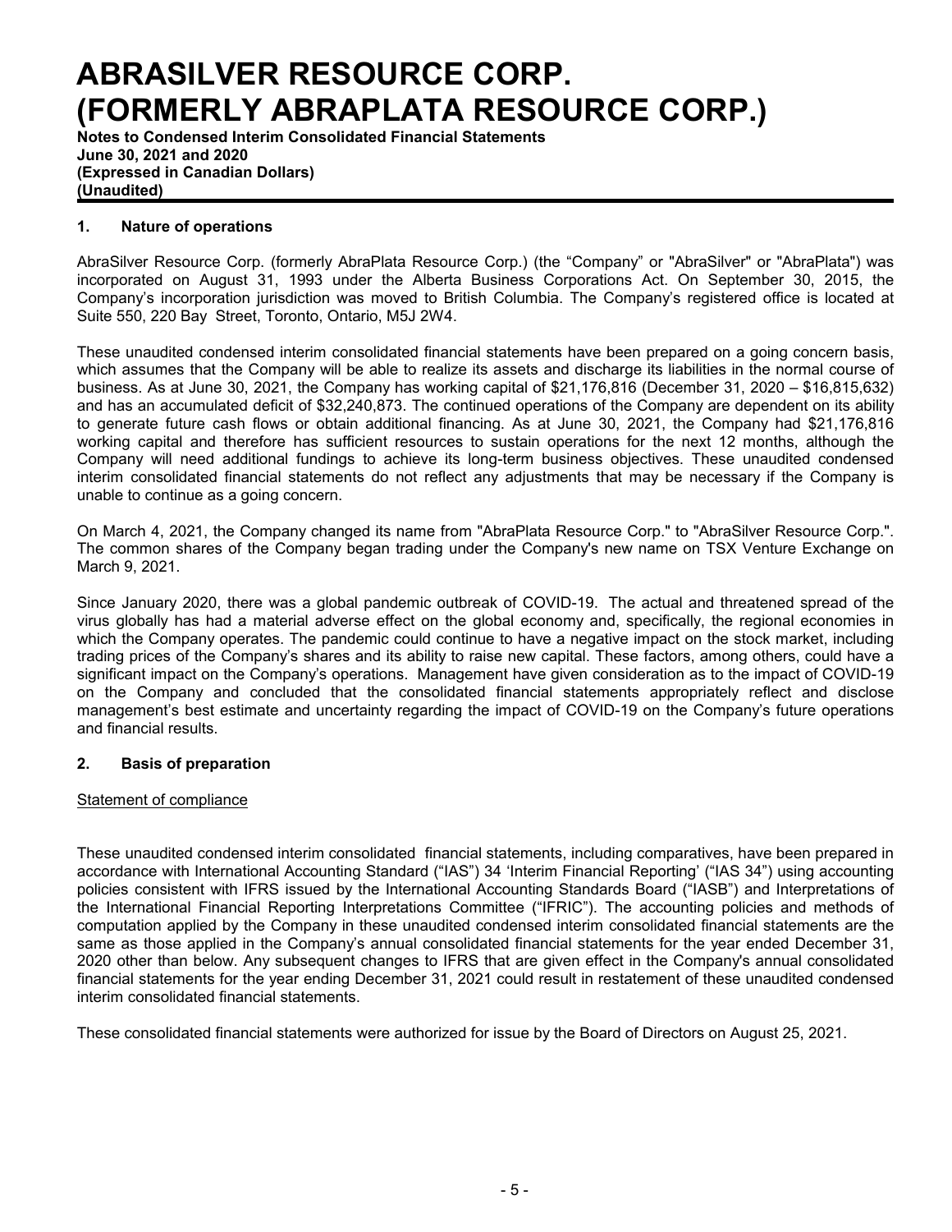# ABRASILVER RESOURCE CORP.
# (FORMERLY ABRAPLATA RESOURCE CORP.)

**Notes to Condensed Interim Consolidated Financial Statements**
**June 30, 2021 and 2020**
**(Expressed in Canadian Dollars)**
**(Unaudited)**

## 1. Nature of operations

AbraSilver Resource Corp. (formerly AbraPlata Resource Corp.) (the “Company” or "AbraSilver" or "AbraPlata") was incorporated on August 31, 1993 under the Alberta Business Corporations Act. On September 30, 2015, the Company’s incorporation jurisdiction was moved to British Columbia. The Company’s registered office is located at Suite 550, 220 Bay Street, Toronto, Ontario, M5J 2W4.

These unaudited condensed interim consolidated financial statements have been prepared on a going concern basis, which assumes that the Company will be able to realize its assets and discharge its liabilities in the normal course of business. As at June 30, 2021, the Company has working capital of $21,176,816 (December 31, 2020 – $16,815,632) and has an accumulated deficit of $32,240,873. The continued operations of the Company are dependent on its ability to generate future cash flows or obtain additional financing. As at June 30, 2021, the Company had $21,176,816 working capital and therefore has sufficient resources to sustain operations for the next 12 months, although the Company will need additional fundings to achieve its long-term business objectives. These unaudited condensed interim consolidated financial statements do not reflect any adjustments that may be necessary if the Company is unable to continue as a going concern.

On March 4, 2021, the Company changed its name from "AbraPlata Resource Corp." to "AbraSilver Resource Corp.". The common shares of the Company began trading under the Company's new name on TSX Venture Exchange on March 9, 2021.

Since January 2020, there was a global pandemic outbreak of COVID-19. The actual and threatened spread of the virus globally has had a material adverse effect on the global economy and, specifically, the regional economies in which the Company operates. The pandemic could continue to have a negative impact on the stock market, including trading prices of the Company’s shares and its ability to raise new capital. These factors, among others, could have a significant impact on the Company’s operations. Management have given consideration as to the impact of COVID-19 on the Company and concluded that the consolidated financial statements appropriately reflect and disclose management’s best estimate and uncertainty regarding the impact of COVID-19 on the Company’s future operations and financial results.

## 2. Basis of preparation

Statement of compliance

These unaudited condensed interim consolidated financial statements, including comparatives, have been prepared in accordance with International Accounting Standard (“IAS”) 34 ‘Interim Financial Reporting’ (“IAS 34”) using accounting policies consistent with IFRS issued by the International Accounting Standards Board (“IASB”) and Interpretations of the International Financial Reporting Interpretations Committee (“IFRIC”). The accounting policies and methods of computation applied by the Company in these unaudited condensed interim consolidated financial statements are the same as those applied in the Company’s annual consolidated financial statements for the year ended December 31, 2020 other than below. Any subsequent changes to IFRS that are given effect in the Company's annual consolidated financial statements for the year ending December 31, 2021 could result in restatement of these unaudited condensed interim consolidated financial statements.

These consolidated financial statements were authorized for issue by the Board of Directors on August 25, 2021.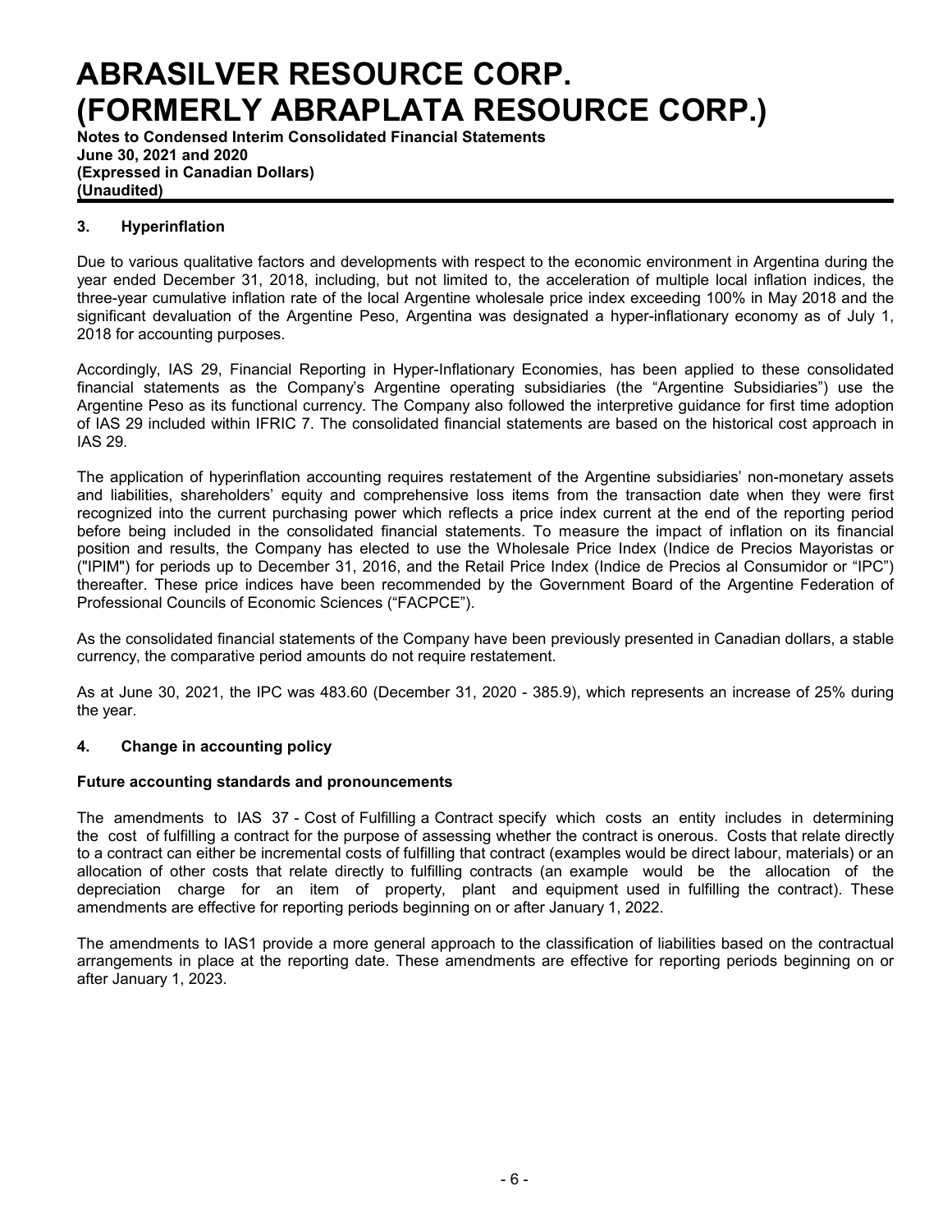## 3. Hyperinflation

Due to various qualitative factors and developments with respect to the economic environment in Argentina during the year ended December 31, 2018, including, but not limited to, the acceleration of multiple local inflation indices, the three-year cumulative inflation rate of the local Argentine wholesale price index exceeding 100% in May 2018 and the significant devaluation of the Argentine Peso, Argentina was designated a hyper-inflationary economy as of July 1, 2018 for accounting purposes.

Accordingly, IAS 29, Financial Reporting in Hyper-Inflationary Economies, has been applied to these consolidated financial statements as the Company's Argentine operating subsidiaries (the "Argentine Subsidiaries") use the Argentine Peso as its functional currency. The Company also followed the interpretive guidance for first time adoption of IAS 29 included within IFRIC 7. The consolidated financial statements are based on the historical cost approach in IAS 29.

The application of hyperinflation accounting requires restatement of the Argentine subsidiaries' non-monetary assets and liabilities, shareholders' equity and comprehensive loss items from the transaction date when they were first recognized into the current purchasing power which reflects a price index current at the end of the reporting period before being included in the consolidated financial statements. To measure the impact of inflation on its financial position and results, the Company has elected to use the Wholesale Price Index (Indice de Precios Mayoristas or ("IPIM") for periods up to December 31, 2016, and the Retail Price Index (Indice de Precios al Consumidor or "IPC") thereafter. These price indices have been recommended by the Government Board of the Argentine Federation of Professional Councils of Economic Sciences ("FACPCE").

As the consolidated financial statements of the Company have been previously presented in Canadian dollars, a stable currency, the comparative period amounts do not require restatement.

As at June 30, 2021, the IPC was 483.60 (December 31, 2020 - 385.9), which represents an increase of 25% during the year.

## 4. Change in accounting policy

### Future accounting standards and pronouncements

The amendments to IAS 37 - Cost of Fulfilling a Contract specify which costs an entity includes in determining the cost of fulfilling a contract for the purpose of assessing whether the contract is onerous. Costs that relate directly to a contract can either be incremental costs of fulfilling that contract (examples would be direct labour, materials) or an allocation of other costs that relate directly to fulfilling contracts (an example would be the allocation of the depreciation charge for an item of property, plant and equipment used in fulfilling the contract). These amendments are effective for reporting periods beginning on or after January 1, 2022.

The amendments to IAS1 provide a more general approach to the classification of liabilities based on the contractual arrangements in place at the reporting date. These amendments are effective for reporting periods beginning on or after January 1, 2023.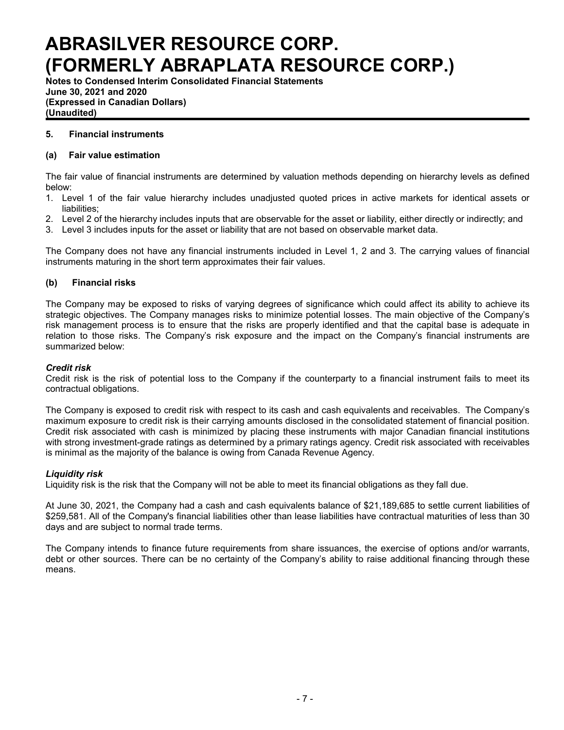## 5. Financial instruments

### (a) Fair value estimation

The fair value of financial instruments are determined by valuation methods depending on hierarchy levels as defined below:

1. Level 1 of the fair value hierarchy includes unadjusted quoted prices in active markets for identical assets or liabilities;
2. Level 2 of the hierarchy includes inputs that are observable for the asset or liability, either directly or indirectly; and
3. Level 3 includes inputs for the asset or liability that are not based on observable market data.

The Company does not have any financial instruments included in Level 1, 2 and 3. The carrying values of financial instruments maturing in the short term approximates their fair values.

### (b) Financial risks

The Company may be exposed to risks of varying degrees of significance which could affect its ability to achieve its strategic objectives. The Company manages risks to minimize potential losses. The main objective of the Company's risk management process is to ensure that the risks are properly identified and that the capital base is adequate in relation to those risks. The Company's risk exposure and the impact on the Company's financial instruments are summarized below:

***Credit risk***

Credit risk is the risk of potential loss to the Company if the counterparty to a financial instrument fails to meet its contractual obligations.

The Company is exposed to credit risk with respect to its cash and cash equivalents and receivables. The Company's maximum exposure to credit risk is their carrying amounts disclosed in the consolidated statement of financial position. Credit risk associated with cash is minimized by placing these instruments with major Canadian financial institutions with strong investment-grade ratings as determined by a primary ratings agency. Credit risk associated with receivables is minimal as the majority of the balance is owing from Canada Revenue Agency.

***Liquidity risk***

Liquidity risk is the risk that the Company will not be able to meet its financial obligations as they fall due.

At June 30, 2021, the Company had a cash and cash equivalents balance of $21,189,685 to settle current liabilities of $259,581. All of the Company's financial liabilities other than lease liabilities have contractual maturities of less than 30 days and are subject to normal trade terms.

The Company intends to finance future requirements from share issuances, the exercise of options and/or warrants, debt or other sources. There can be no certainty of the Company's ability to raise additional financing through these means.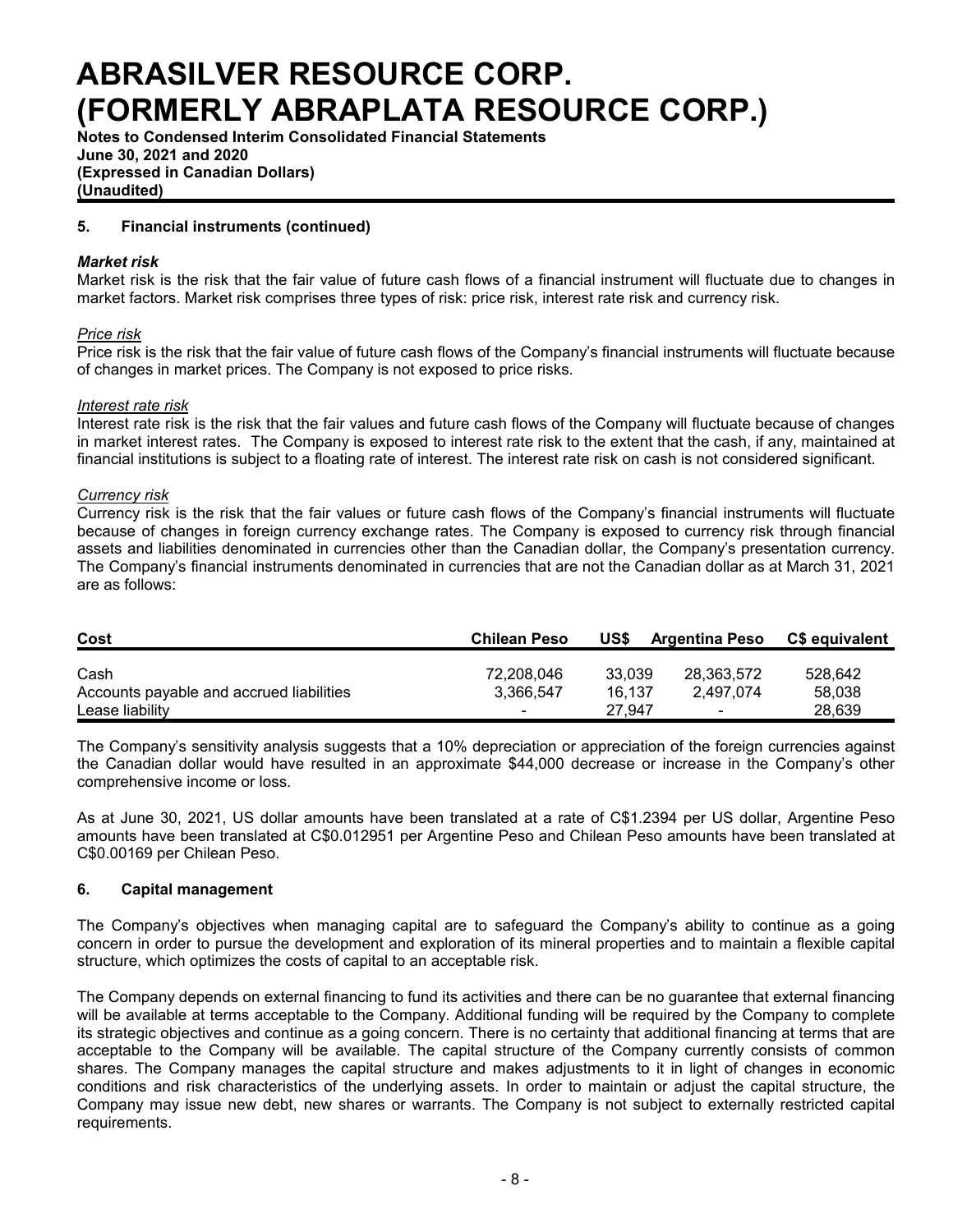## 5. Financial instruments (continued)

### *Market risk*

Market risk is the risk that the fair value of future cash flows of a financial instrument will fluctuate due to changes in market factors. Market risk comprises three types of risk: price risk, interest rate risk and currency risk.

*Price risk*

Price risk is the risk that the fair value of future cash flows of the Company's financial instruments will fluctuate because of changes in market prices. The Company is not exposed to price risks.

*Interest rate risk*

Interest rate risk is the risk that the fair values and future cash flows of the Company will fluctuate because of changes in market interest rates. The Company is exposed to interest rate risk to the extent that the cash, if any, maintained at financial institutions is subject to a floating rate of interest. The interest rate risk on cash is not considered significant.

*Currency risk*

Currency risk is the risk that the fair values or future cash flows of the Company's financial instruments will fluctuate because of changes in foreign currency exchange rates. The Company is exposed to currency risk through financial assets and liabilities denominated in currencies other than the Canadian dollar, the Company's presentation currency. The Company's financial instruments denominated in currencies that are not the Canadian dollar as at March 31, 2021 are as follows:

| Cost | Chilean Peso | US$ | Argentina Peso | C$ equivalent |
|---|---|---|---|---|
| Cash | 72,208,046 | 33,039 | 28,363,572 | 528,642 |
| Accounts payable and accrued liabilities | 3,366,547 | 16,137 | 2,497,074 | 58,038 |
| Lease liability | - | 27,947 | - | 28,639 |

The Company's sensitivity analysis suggests that a 10% depreciation or appreciation of the foreign currencies against the Canadian dollar would have resulted in an approximate $44,000 decrease or increase in the Company's other comprehensive income or loss.

As at June 30, 2021, US dollar amounts have been translated at a rate of C$1.2394 per US dollar, Argentine Peso amounts have been translated at C$0.012951 per Argentine Peso and Chilean Peso amounts have been translated at C$0.00169 per Chilean Peso.

## 6. Capital management

The Company's objectives when managing capital are to safeguard the Company's ability to continue as a going concern in order to pursue the development and exploration of its mineral properties and to maintain a flexible capital structure, which optimizes the costs of capital to an acceptable risk.

The Company depends on external financing to fund its activities and there can be no guarantee that external financing will be available at terms acceptable to the Company. Additional funding will be required by the Company to complete its strategic objectives and continue as a going concern. There is no certainty that additional financing at terms that are acceptable to the Company will be available. The capital structure of the Company currently consists of common shares. The Company manages the capital structure and makes adjustments to it in light of changes in economic conditions and risk characteristics of the underlying assets. In order to maintain or adjust the capital structure, the Company may issue new debt, new shares or warrants. The Company is not subject to externally restricted capital requirements.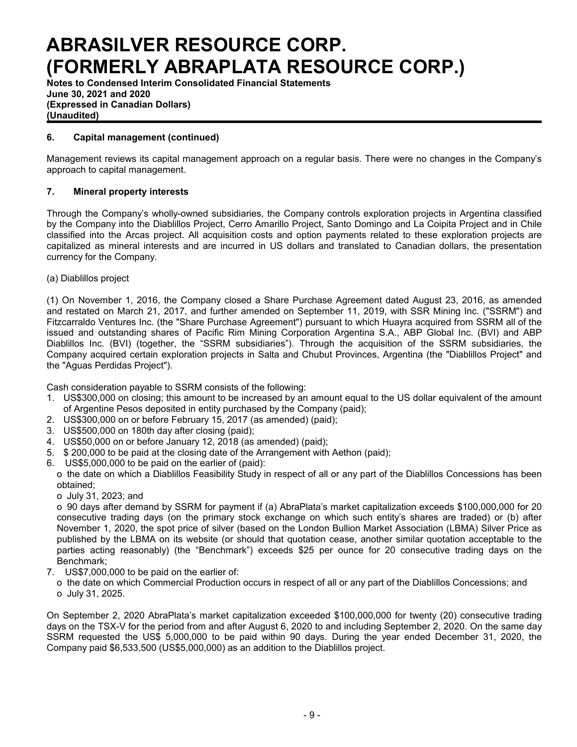## 6. Capital management (continued)

Management reviews its capital management approach on a regular basis. There were no changes in the Company's approach to capital management.

## 7. Mineral property interests

Through the Company's wholly-owned subsidiaries, the Company controls exploration projects in Argentina classified by the Company into the Diablillos Project, Cerro Amarillo Project, Santo Domingo and La Coipita Project and in Chile classified into the Arcas project. All acquisition costs and option payments related to these exploration projects are capitalized as mineral interests and are incurred in US dollars and translated to Canadian dollars, the presentation currency for the Company.

(a) Diablillos project

(1) On November 1, 2016, the Company closed a Share Purchase Agreement dated August 23, 2016, as amended and restated on March 21, 2017, and further amended on September 11, 2019, with SSR Mining Inc. ("SSRM") and Fitzcarraldo Ventures Inc. (the "Share Purchase Agreement") pursuant to which Huayra acquired from SSRM all of the issued and outstanding shares of Pacific Rim Mining Corporation Argentina S.A., ABP Global Inc. (BVI) and ABP Diablillos Inc. (BVI) (together, the "SSRM subsidiaries"). Through the acquisition of the SSRM subsidiaries, the Company acquired certain exploration projects in Salta and Chubut Provinces, Argentina (the "Diablillos Project" and the "Aguas Perdidas Project").

Cash consideration payable to SSRM consists of the following:

1. US$300,000 on closing; this amount to be increased by an amount equal to the US dollar equivalent of the amount of Argentine Pesos deposited in entity purchased by the Company (paid);
2. US$300,000 on or before February 15, 2017 (as amended) (paid);
3. US$500,000 on 180th day after closing (paid);
4. US$50,000 on or before January 12, 2018 (as amended) (paid);
5. $ 200,000 to be paid at the closing date of the Arrangement with Aethon (paid);
6. US$5,000,000 to be paid on the earlier of (paid):
   - the date on which a Diablillos Feasibility Study in respect of all or any part of the Diablillos Concessions has been obtained;
   - July 31, 2023; and
   - 90 days after demand by SSRM for payment if (a) AbraPlata's market capitalization exceeds $100,000,000 for 20 consecutive trading days (on the primary stock exchange on which such entity's shares are traded) or (b) after November 1, 2020, the spot price of silver (based on the London Bullion Market Association (LBMA) Silver Price as published by the LBMA on its website (or should that quotation cease, another similar quotation acceptable to the parties acting reasonably) (the "Benchmark") exceeds $25 per ounce for 20 consecutive trading days on the Benchmark;
7. US$7,000,000 to be paid on the earlier of:
   - the date on which Commercial Production occurs in respect of all or any part of the Diablillos Concessions; and
   - July 31, 2025.

On September 2, 2020 AbraPlata's market capitalization exceeded $100,000,000 for twenty (20) consecutive trading days on the TSX-V for the period from and after August 6, 2020 to and including September 2, 2020. On the same day SSRM requested the US$ 5,000,000 to be paid within 90 days. During the year ended December 31, 2020, the Company paid $6,533,500 (US$5,000,000) as an addition to the Diablillos project.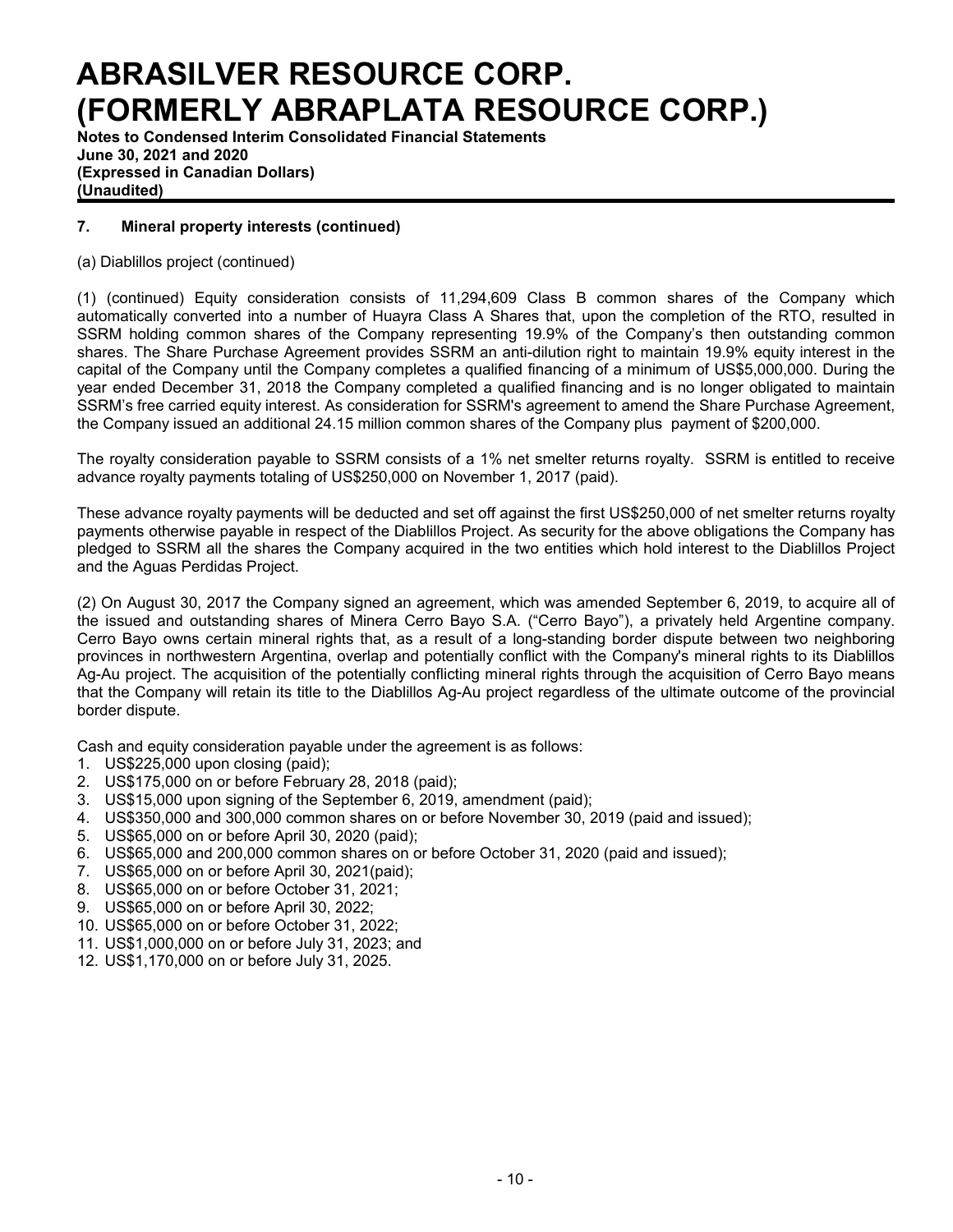## 7. Mineral property interests (continued)

(a) Diablillos project (continued)

(1) (continued) Equity consideration consists of 11,294,609 Class B common shares of the Company which automatically converted into a number of Huayra Class A Shares that, upon the completion of the RTO, resulted in SSRM holding common shares of the Company representing 19.9% of the Company's then outstanding common shares. The Share Purchase Agreement provides SSRM an anti-dilution right to maintain 19.9% equity interest in the capital of the Company until the Company completes a qualified financing of a minimum of US$5,000,000. During the year ended December 31, 2018 the Company completed a qualified financing and is no longer obligated to maintain SSRM's free carried equity interest. As consideration for SSRM's agreement to amend the Share Purchase Agreement, the Company issued an additional 24.15 million common shares of the Company plus payment of $200,000.

The royalty consideration payable to SSRM consists of a 1% net smelter returns royalty. SSRM is entitled to receive advance royalty payments totaling of US$250,000 on November 1, 2017 (paid).

These advance royalty payments will be deducted and set off against the first US$250,000 of net smelter returns royalty payments otherwise payable in respect of the Diablillos Project. As security for the above obligations the Company has pledged to SSRM all the shares the Company acquired in the two entities which hold interest to the Diablillos Project and the Aguas Perdidas Project.

(2) On August 30, 2017 the Company signed an agreement, which was amended September 6, 2019, to acquire all of the issued and outstanding shares of Minera Cerro Bayo S.A. ("Cerro Bayo"), a privately held Argentine company. Cerro Bayo owns certain mineral rights that, as a result of a long-standing border dispute between two neighboring provinces in northwestern Argentina, overlap and potentially conflict with the Company's mineral rights to its Diablillos Ag-Au project. The acquisition of the potentially conflicting mineral rights through the acquisition of Cerro Bayo means that the Company will retain its title to the Diablillos Ag-Au project regardless of the ultimate outcome of the provincial border dispute.

Cash and equity consideration payable under the agreement is as follows:

1. US$225,000 upon closing (paid);
2. US$175,000 on or before February 28, 2018 (paid);
3. US$15,000 upon signing of the September 6, 2019, amendment (paid);
4. US$350,000 and 300,000 common shares on or before November 30, 2019 (paid and issued);
5. US$65,000 on or before April 30, 2020 (paid);
6. US$65,000 and 200,000 common shares on or before October 31, 2020 (paid and issued);
7. US$65,000 on or before April 30, 2021(paid);
8. US$65,000 on or before October 31, 2021;
9. US$65,000 on or before April 30, 2022;
10. US$65,000 on or before October 31, 2022;
11. US$1,000,000 on or before July 31, 2023; and
12. US$1,170,000 on or before July 31, 2025.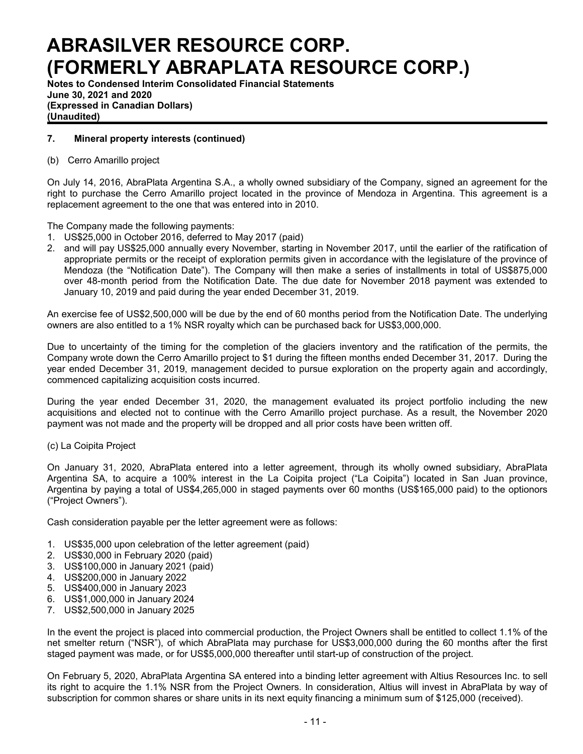### 7. Mineral property interests (continued)

(b) Cerro Amarillo project

On July 14, 2016, AbraPlata Argentina S.A., a wholly owned subsidiary of the Company, signed an agreement for the right to purchase the Cerro Amarillo project located in the province of Mendoza in Argentina. This agreement is a replacement agreement to the one that was entered into in 2010.

The Company made the following payments:

1. US$25,000 in October 2016, deferred to May 2017 (paid)
2. and will pay US$25,000 annually every November, starting in November 2017, until the earlier of the ratification of appropriate permits or the receipt of exploration permits given in accordance with the legislature of the province of Mendoza (the "Notification Date"). The Company will then make a series of installments in total of US$875,000 over 48-month period from the Notification Date. The due date for November 2018 payment was extended to January 10, 2019 and paid during the year ended December 31, 2019.

An exercise fee of US$2,500,000 will be due by the end of 60 months period from the Notification Date. The underlying owners are also entitled to a 1% NSR royalty which can be purchased back for US$3,000,000.

Due to uncertainty of the timing for the completion of the glaciers inventory and the ratification of the permits, the Company wrote down the Cerro Amarillo project to $1 during the fifteen months ended December 31, 2017. During the year ended December 31, 2019, management decided to pursue exploration on the property again and accordingly, commenced capitalizing acquisition costs incurred.

During the year ended December 31, 2020, the management evaluated its project portfolio including the new acquisitions and elected not to continue with the Cerro Amarillo project purchase. As a result, the November 2020 payment was not made and the property will be dropped and all prior costs have been written off.

(c) La Coipita Project

On January 31, 2020, AbraPlata entered into a letter agreement, through its wholly owned subsidiary, AbraPlata Argentina SA, to acquire a 100% interest in the La Coipita project ("La Coipita") located in San Juan province, Argentina by paying a total of US$4,265,000 in staged payments over 60 months (US$165,000 paid) to the optionors ("Project Owners").

Cash consideration payable per the letter agreement were as follows:

1. US$35,000 upon celebration of the letter agreement (paid)
2. US$30,000 in February 2020 (paid)
3. US$100,000 in January 2021 (paid)
4. US$200,000 in January 2022
5. US$400,000 in January 2023
6. US$1,000,000 in January 2024
7. US$2,500,000 in January 2025

In the event the project is placed into commercial production, the Project Owners shall be entitled to collect 1.1% of the net smelter return ("NSR"), of which AbraPlata may purchase for US$3,000,000 during the 60 months after the first staged payment was made, or for US$5,000,000 thereafter until start-up of construction of the project.

On February 5, 2020, AbraPlata Argentina SA entered into a binding letter agreement with Altius Resources Inc. to sell its right to acquire the 1.1% NSR from the Project Owners. In consideration, Altius will invest in AbraPlata by way of subscription for common shares or share units in its next equity financing a minimum sum of $125,000 (received).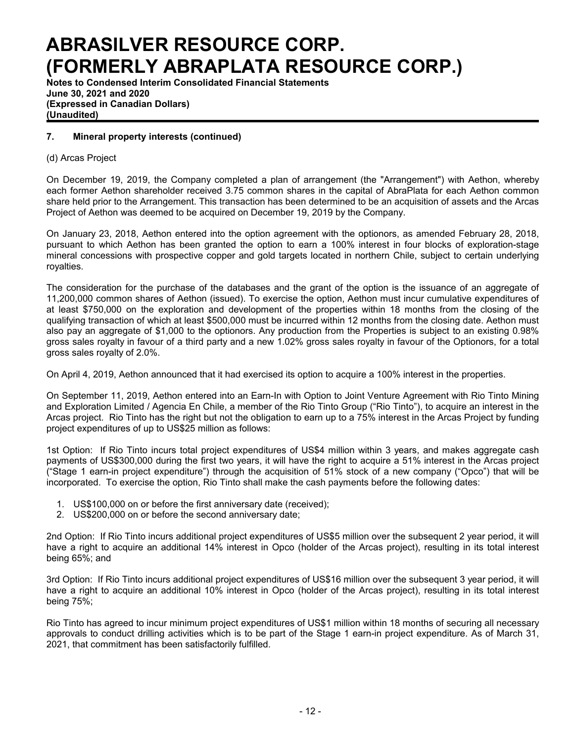## 7. Mineral property interests (continued)

(d) Arcas Project

On December 19, 2019, the Company completed a plan of arrangement (the "Arrangement") with Aethon, whereby each former Aethon shareholder received 3.75 common shares in the capital of AbraPlata for each Aethon common share held prior to the Arrangement. This transaction has been determined to be an acquisition of assets and the Arcas Project of Aethon was deemed to be acquired on December 19, 2019 by the Company.

On January 23, 2018, Aethon entered into the option agreement with the optionors, as amended February 28, 2018, pursuant to which Aethon has been granted the option to earn a 100% interest in four blocks of exploration-stage mineral concessions with prospective copper and gold targets located in northern Chile, subject to certain underlying royalties.

The consideration for the purchase of the databases and the grant of the option is the issuance of an aggregate of 11,200,000 common shares of Aethon (issued). To exercise the option, Aethon must incur cumulative expenditures of at least $750,000 on the exploration and development of the properties within 18 months from the closing of the qualifying transaction of which at least $500,000 must be incurred within 12 months from the closing date. Aethon must also pay an aggregate of $1,000 to the optionors. Any production from the Properties is subject to an existing 0.98% gross sales royalty in favour of a third party and a new 1.02% gross sales royalty in favour of the Optionors, for a total gross sales royalty of 2.0%.

On April 4, 2019, Aethon announced that it had exercised its option to acquire a 100% interest in the properties.

On September 11, 2019, Aethon entered into an Earn-In with Option to Joint Venture Agreement with Rio Tinto Mining and Exploration Limited / Agencia En Chile, a member of the Rio Tinto Group ("Rio Tinto"), to acquire an interest in the Arcas project. Rio Tinto has the right but not the obligation to earn up to a 75% interest in the Arcas Project by funding project expenditures of up to US$25 million as follows:

1st Option: If Rio Tinto incurs total project expenditures of US$4 million within 3 years, and makes aggregate cash payments of US$300,000 during the first two years, it will have the right to acquire a 51% interest in the Arcas project ("Stage 1 earn-in project expenditure") through the acquisition of 51% stock of a new company ("Opco") that will be incorporated. To exercise the option, Rio Tinto shall make the cash payments before the following dates:

1. US$100,000 on or before the first anniversary date (received);
2. US$200,000 on or before the second anniversary date;

2nd Option: If Rio Tinto incurs additional project expenditures of US$5 million over the subsequent 2 year period, it will have a right to acquire an additional 14% interest in Opco (holder of the Arcas project), resulting in its total interest being 65%; and

3rd Option: If Rio Tinto incurs additional project expenditures of US$16 million over the subsequent 3 year period, it will have a right to acquire an additional 10% interest in Opco (holder of the Arcas project), resulting in its total interest being 75%;

Rio Tinto has agreed to incur minimum project expenditures of US$1 million within 18 months of securing all necessary approvals to conduct drilling activities which is to be part of the Stage 1 earn-in project expenditure. As of March 31, 2021, that commitment has been satisfactorily fulfilled.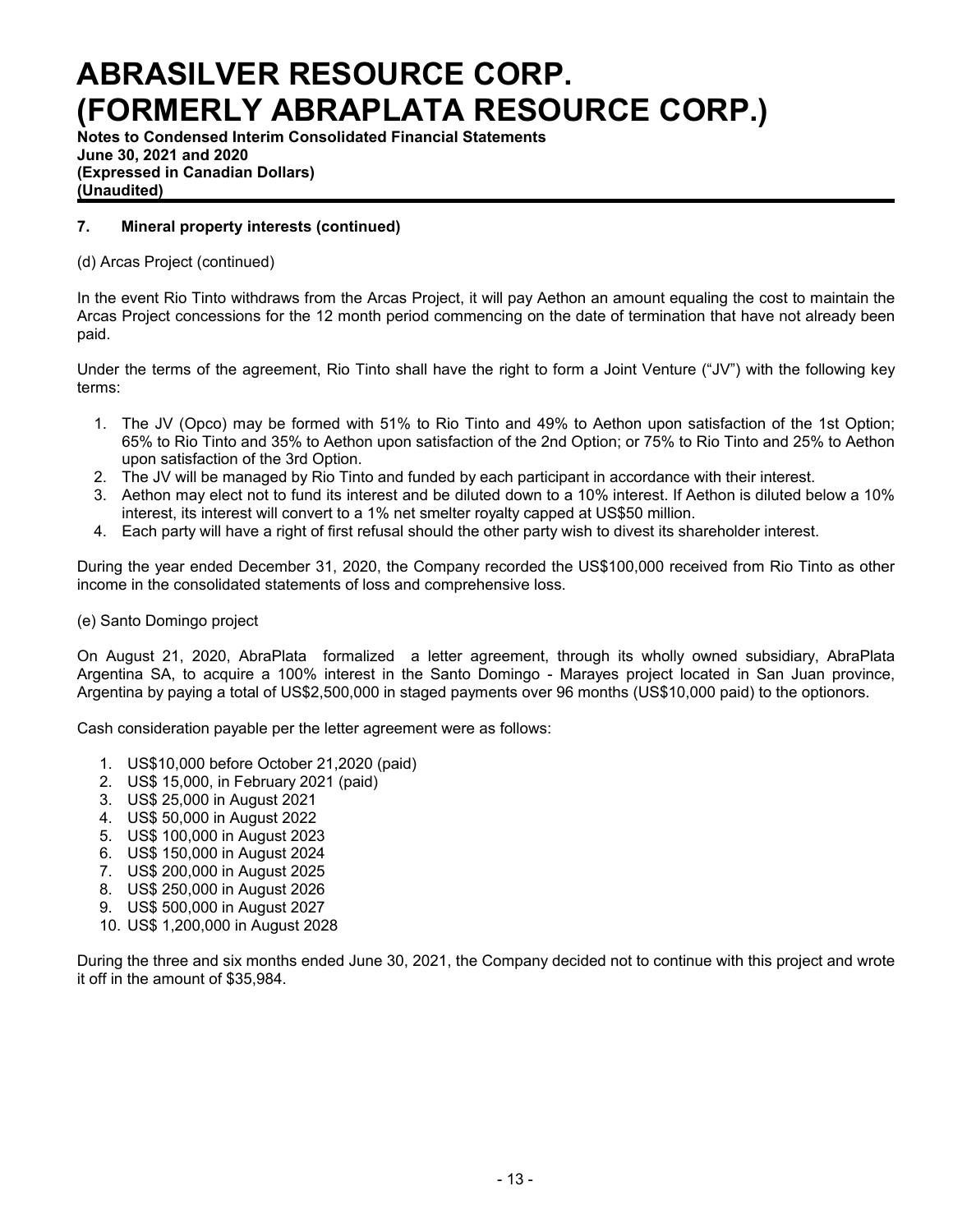## 7. Mineral property interests (continued)

(d) Arcas Project (continued)

In the event Rio Tinto withdraws from the Arcas Project, it will pay Aethon an amount equaling the cost to maintain the Arcas Project concessions for the 12 month period commencing on the date of termination that have not already been paid.

Under the terms of the agreement, Rio Tinto shall have the right to form a Joint Venture ("JV") with the following key terms:

1. The JV (Opco) may be formed with 51% to Rio Tinto and 49% to Aethon upon satisfaction of the 1st Option; 65% to Rio Tinto and 35% to Aethon upon satisfaction of the 2nd Option; or 75% to Rio Tinto and 25% to Aethon upon satisfaction of the 3rd Option.
2. The JV will be managed by Rio Tinto and funded by each participant in accordance with their interest.
3. Aethon may elect not to fund its interest and be diluted down to a 10% interest. If Aethon is diluted below a 10% interest, its interest will convert to a 1% net smelter royalty capped at US$50 million.
4. Each party will have a right of first refusal should the other party wish to divest its shareholder interest.

During the year ended December 31, 2020, the Company recorded the US$100,000 received from Rio Tinto as other income in the consolidated statements of loss and comprehensive loss.

(e) Santo Domingo project

On August 21, 2020, AbraPlata formalized a letter agreement, through its wholly owned subsidiary, AbraPlata Argentina SA, to acquire a 100% interest in the Santo Domingo - Marayes project located in San Juan province, Argentina by paying a total of US$2,500,000 in staged payments over 96 months (US$10,000 paid) to the optionors.

Cash consideration payable per the letter agreement were as follows:

1. US$10,000 before October 21,2020 (paid)
2. US$ 15,000, in February 2021 (paid)
3. US$ 25,000 in August 2021
4. US$ 50,000 in August 2022
5. US$ 100,000 in August 2023
6. US$ 150,000 in August 2024
7. US$ 200,000 in August 2025
8. US$ 250,000 in August 2026
9. US$ 500,000 in August 2027
10. US$ 1,200,000 in August 2028

During the three and six months ended June 30, 2021, the Company decided not to continue with this project and wrote it off in the amount of $35,984.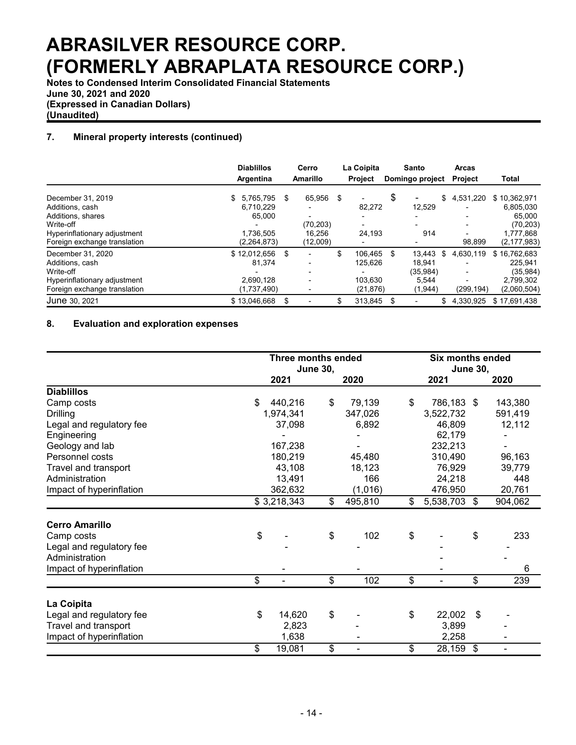# ABRASILVER RESOURCE CORP. (FORMERLY ABRAPLATA RESOURCE CORP.)

**Notes to Condensed Interim Consolidated Financial Statements**
**June 30, 2021 and 2020**
**(Expressed in Canadian Dollars)**
**(Unaudited)**

## 7. Mineral property interests (continued)

| | Diablillos Argentina | Cerro Amarillo | La Coipita Project | Santo Domingo project | Arcas Project | Total |
|---|---|---|---|---|---|---|
| December 31, 2019 | $ 5,765,795 | $ 65,956 | $ - | $ - | $ 4,531,220 | $ 10,362,971 |
| Additions, cash | 6,710,229 | - | 82,272 | 12,529 | - | 6,805,030 |
| Additions, shares | 65,000 | - | - | - | - | 65,000 |
| Write-off | - | (70,203) | - | - | - | (70,203) |
| Hyperinflationary adjustment | 1,736,505 | 16,256 | 24,193 | 914 | - | 1,777,868 |
| Foreign exchange translation | (2,264,873) | (12,009) | - | - | 98,899 | (2,177,983) |
| December 31, 2020 | $ 12,012,656 | $ - | $ 106,465 | $ 13,443 | $ 4,630,119 | $ 16,762,683 |
| Additions, cash | 81,374 | - | 125,626 | 18,941 | - | 225,941 |
| Write-off | - | - | - | (35,984) | - | (35,984) |
| Hyperinflationary adjustment | 2,690,128 | - | 103,630 | 5,544 | - | 2,799,302 |
| Foreign exchange translation | (1,737,490) | - | (21,876) | (1,944) | (299,194) | (2,060,504) |
| June 30, 2021 | $ 13,046,668 | $ - | $ 313,845 | $ - | $ 4,330,925 | $ 17,691,438 |

## 8. Evaluation and exploration expenses

| | Three months ended June 30, | | Six months ended June 30, | |
|---|---|---|---|---|
| | 2021 | 2020 | 2021 | 2020 |
| **Diablillos** | | | | |
| Camp costs | $ 440,216 | $ 79,139 | $ 786,183 | $ 143,380 |
| Drilling | 1,974,341 | 347,026 | 3,522,732 | 591,419 |
| Legal and regulatory fee | 37,098 | 6,892 | 46,809 | 12,112 |
| Engineering | - | - | 62,179 | - |
| Geology and lab | 167,238 | - | 232,213 | - |
| Personnel costs | 180,219 | 45,480 | 310,490 | 96,163 |
| Travel and transport | 43,108 | 18,123 | 76,929 | 39,779 |
| Administration | 13,491 | 166 | 24,218 | 448 |
| Impact of hyperinflation | 362,632 | (1,016) | 476,950 | 20,761 |
| | $ 3,218,343 | $ 495,810 | $ 5,538,703 | $ 904,062 |
| **Cerro Amarillo** | | | | |
| Camp costs | $ - | $ 102 | $ - | $ 233 |
| Legal and regulatory fee | - | - | - | - |
| Administration | | | - | - |
| Impact of hyperinflation | - | - | - | 6 |
| | $ - | $ 102 | $ - | $ 239 |
| **La Coipita** | | | | |
| Legal and regulatory fee | $ 14,620 | $ - | $ 22,002 | $ - |
| Travel and transport | 2,823 | - | 3,899 | - |
| Impact of hyperinflation | 1,638 | - | 2,258 | - |
| | $ 19,081 | $ - | $ 28,159 | $ - |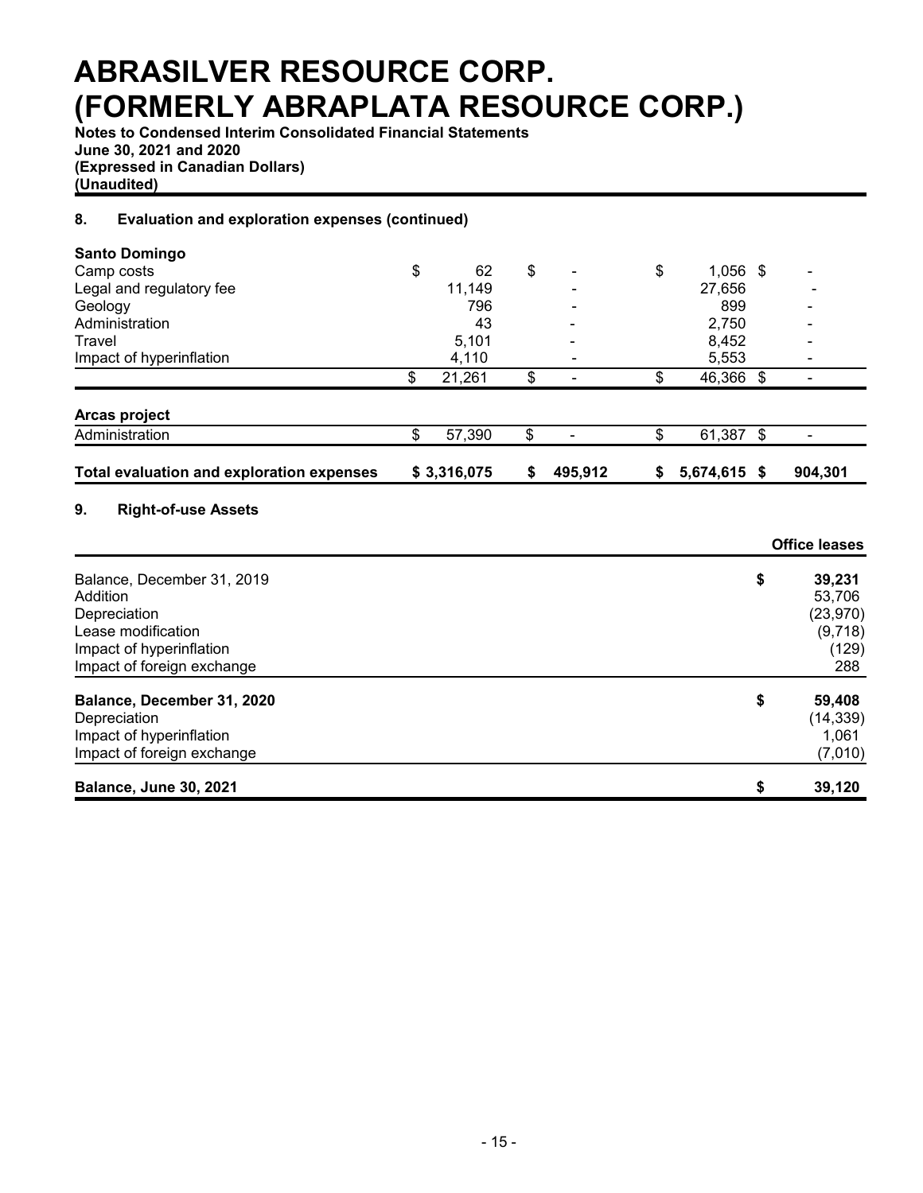## 8. Evaluation and exploration expenses (continued)

| | | | | |
|---|---|---|---|---|
| **Santo Domingo** | | | | |
| Camp costs | $ 62 | $ - | $ 1,056 | $ - |
| Legal and regulatory fee | 11,149 | - | 27,656 | - |
| Geology | 796 | - | 899 | - |
| Administration | 43 | - | 2,750 | - |
| Travel | 5,101 | - | 8,452 | - |
| Impact of hyperinflation | 4,110 | - | 5,553 | - |
| | $ 21,261 | $ - | $ 46,366 | $ - |
| **Arcas project** | | | | |
| Administration | $ 57,390 | $ - | $ 61,387 | $ - |
| **Total evaluation and exploration expenses** | **$ 3,316,075** | **$ 495,912** | **$ 5,674,615** | **$ 904,301** |

## 9. Right-of-use Assets

| | **Office leases** |
|---|---|
| Balance, December 31, 2019 | $ 39,231 |
| Addition | 53,706 |
| Depreciation | (23,970) |
| Lease modification | (9,718) |
| Impact of hyperinflation | (129) |
| Impact of foreign exchange | 288 |
| **Balance, December 31, 2020** | **$ 59,408** |
| Depreciation | (14,339) |
| Impact of hyperinflation | 1,061 |
| Impact of foreign exchange | (7,010) |
| **Balance, June 30, 2021** | **$ 39,120** |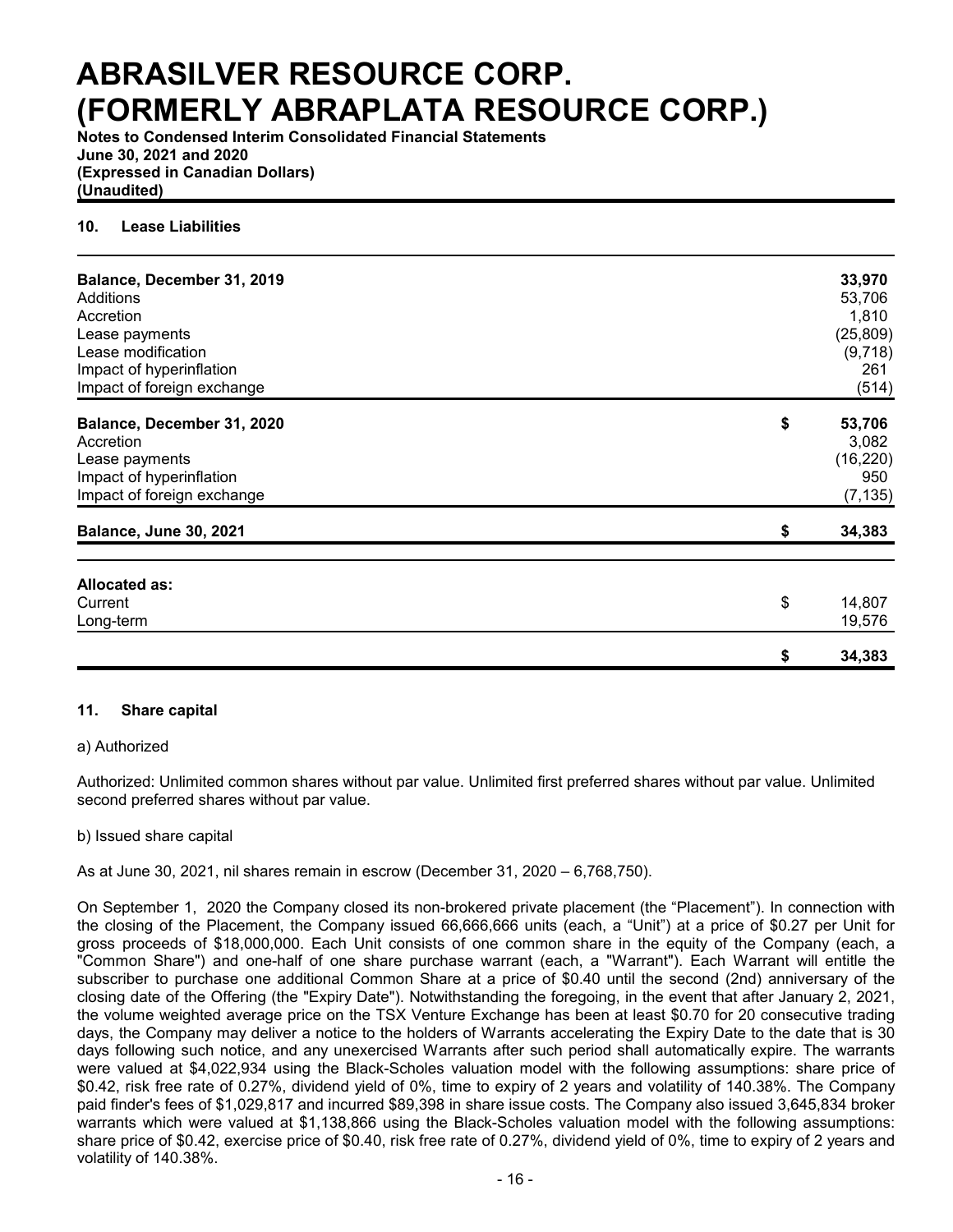## 10. Lease Liabilities

| | |
|---|---|
| **Balance, December 31, 2019** | **33,970** |
| Additions | 53,706 |
| Accretion | 1,810 |
| Lease payments | (25,809) |
| Lease modification | (9,718) |
| Impact of hyperinflation | 261 |
| Impact of foreign exchange | (514) |
| **Balance, December 31, 2020** | **$ 53,706** |
| Accretion | 3,082 |
| Lease payments | (16,220) |
| Impact of hyperinflation | 950 |
| Impact of foreign exchange | (7,135) |
| **Balance, June 30, 2021** | **$ 34,383** |
| | |
| **Allocated as:** | |
| Current | $ 14,807 |
| Long-term | 19,576 |
| | **$ 34,383** |

## 11. Share capital

a) Authorized

Authorized: Unlimited common shares without par value. Unlimited first preferred shares without par value. Unlimited second preferred shares without par value.

b) Issued share capital

As at June 30, 2021, nil shares remain in escrow (December 31, 2020 – 6,768,750).

On September 1, 2020 the Company closed its non-brokered private placement (the "Placement"). In connection with the closing of the Placement, the Company issued 66,666,666 units (each, a "Unit") at a price of $0.27 per Unit for gross proceeds of $18,000,000. Each Unit consists of one common share in the equity of the Company (each, a "Common Share") and one-half of one share purchase warrant (each, a "Warrant"). Each Warrant will entitle the subscriber to purchase one additional Common Share at a price of $0.40 until the second (2nd) anniversary of the closing date of the Offering (the "Expiry Date"). Notwithstanding the foregoing, in the event that after January 2, 2021, the volume weighted average price on the TSX Venture Exchange has been at least $0.70 for 20 consecutive trading days, the Company may deliver a notice to the holders of Warrants accelerating the Expiry Date to the date that is 30 days following such notice, and any unexercised Warrants after such period shall automatically expire. The warrants were valued at $4,022,934 using the Black-Scholes valuation model with the following assumptions: share price of $0.42, risk free rate of 0.27%, dividend yield of 0%, time to expiry of 2 years and volatility of 140.38%. The Company paid finder's fees of $1,029,817 and incurred $89,398 in share issue costs. The Company also issued 3,645,834 broker warrants which were valued at $1,138,866 using the Black-Scholes valuation model with the following assumptions: share price of $0.42, exercise price of $0.40, risk free rate of 0.27%, dividend yield of 0%, time to expiry of 2 years and volatility of 140.38%.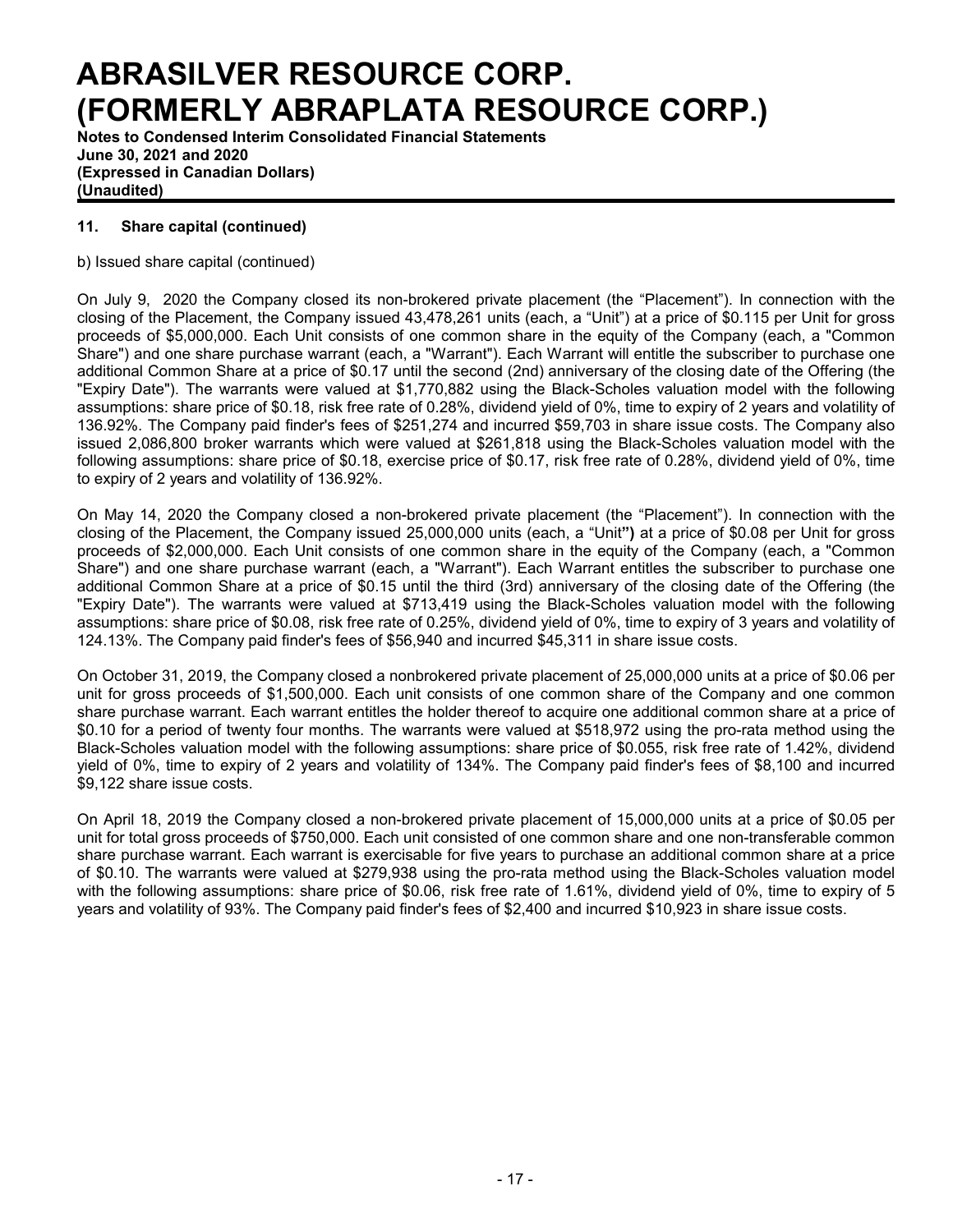## 11. Share capital (continued)

b) Issued share capital (continued)

On July 9, 2020 the Company closed its non-brokered private placement (the "Placement"). In connection with the closing of the Placement, the Company issued 43,478,261 units (each, a "Unit") at a price of $0.115 per Unit for gross proceeds of $5,000,000. Each Unit consists of one common share in the equity of the Company (each, a "Common Share") and one share purchase warrant (each, a "Warrant"). Each Warrant will entitle the subscriber to purchase one additional Common Share at a price of $0.17 until the second (2nd) anniversary of the closing date of the Offering (the "Expiry Date"). The warrants were valued at $1,770,882 using the Black-Scholes valuation model with the following assumptions: share price of $0.18, risk free rate of 0.28%, dividend yield of 0%, time to expiry of 2 years and volatility of 136.92%. The Company paid finder's fees of $251,274 and incurred $59,703 in share issue costs. The Company also issued 2,086,800 broker warrants which were valued at $261,818 using the Black-Scholes valuation model with the following assumptions: share price of $0.18, exercise price of $0.17, risk free rate of 0.28%, dividend yield of 0%, time to expiry of 2 years and volatility of 136.92%.

On May 14, 2020 the Company closed a non-brokered private placement (the "Placement"). In connection with the closing of the Placement, the Company issued 25,000,000 units (each, a "Unit") at a price of $0.08 per Unit for gross proceeds of $2,000,000. Each Unit consists of one common share in the equity of the Company (each, a "Common Share") and one share purchase warrant (each, a "Warrant"). Each Warrant entitles the subscriber to purchase one additional Common Share at a price of $0.15 until the third (3rd) anniversary of the closing date of the Offering (the "Expiry Date"). The warrants were valued at $713,419 using the Black-Scholes valuation model with the following assumptions: share price of $0.08, risk free rate of 0.25%, dividend yield of 0%, time to expiry of 3 years and volatility of 124.13%. The Company paid finder's fees of $56,940 and incurred $45,311 in share issue costs.

On October 31, 2019, the Company closed a nonbrokered private placement of 25,000,000 units at a price of $0.06 per unit for gross proceeds of $1,500,000. Each unit consists of one common share of the Company and one common share purchase warrant. Each warrant entitles the holder thereof to acquire one additional common share at a price of $0.10 for a period of twenty four months. The warrants were valued at $518,972 using the pro-rata method using the Black-Scholes valuation model with the following assumptions: share price of $0.055, risk free rate of 1.42%, dividend yield of 0%, time to expiry of 2 years and volatility of 134%. The Company paid finder's fees of $8,100 and incurred $9,122 share issue costs.

On April 18, 2019 the Company closed a non-brokered private placement of 15,000,000 units at a price of $0.05 per unit for total gross proceeds of $750,000. Each unit consisted of one common share and one non-transferable common share purchase warrant. Each warrant is exercisable for five years to purchase an additional common share at a price of $0.10. The warrants were valued at $279,938 using the pro-rata method using the Black-Scholes valuation model with the following assumptions: share price of $0.06, risk free rate of 1.61%, dividend yield of 0%, time to expiry of 5 years and volatility of 93%. The Company paid finder's fees of $2,400 and incurred $10,923 in share issue costs.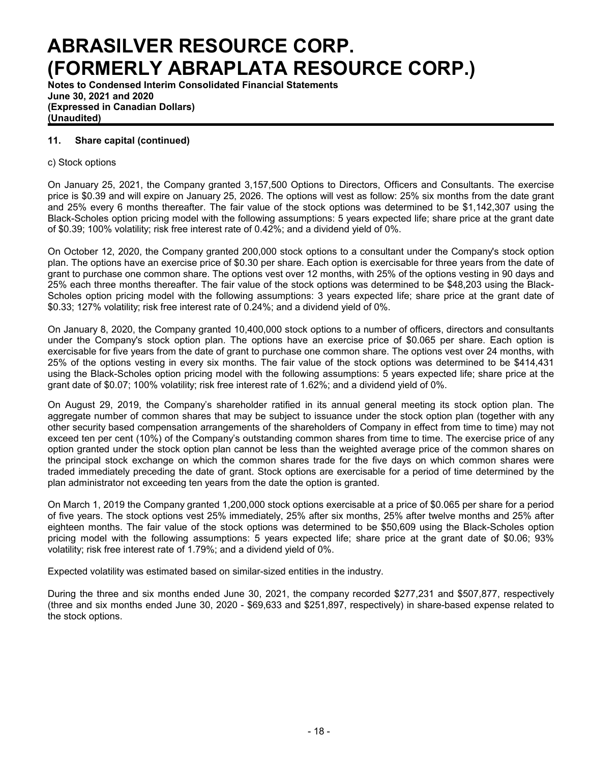## 11. Share capital (continued)

c) Stock options

On January 25, 2021, the Company granted 3,157,500 Options to Directors, Officers and Consultants. The exercise price is $0.39 and will expire on January 25, 2026. The options will vest as follow: 25% six months from the date grant and 25% every 6 months thereafter. The fair value of the stock options was determined to be $1,142,307 using the Black-Scholes option pricing model with the following assumptions: 5 years expected life; share price at the grant date of $0.39; 100% volatility; risk free interest rate of 0.42%; and a dividend yield of 0%.

On October 12, 2020, the Company granted 200,000 stock options to a consultant under the Company's stock option plan. The options have an exercise price of $0.30 per share. Each option is exercisable for three years from the date of grant to purchase one common share. The options vest over 12 months, with 25% of the options vesting in 90 days and 25% each three months thereafter. The fair value of the stock options was determined to be $48,203 using the Black-Scholes option pricing model with the following assumptions: 3 years expected life; share price at the grant date of $0.33; 127% volatility; risk free interest rate of 0.24%; and a dividend yield of 0%.

On January 8, 2020, the Company granted 10,400,000 stock options to a number of officers, directors and consultants under the Company's stock option plan. The options have an exercise price of $0.065 per share. Each option is exercisable for five years from the date of grant to purchase one common share. The options vest over 24 months, with 25% of the options vesting in every six months. The fair value of the stock options was determined to be $414,431 using the Black-Scholes option pricing model with the following assumptions: 5 years expected life; share price at the grant date of $0.07; 100% volatility; risk free interest rate of 1.62%; and a dividend yield of 0%.

On August 29, 2019, the Company's shareholder ratified in its annual general meeting its stock option plan. The aggregate number of common shares that may be subject to issuance under the stock option plan (together with any other security based compensation arrangements of the shareholders of Company in effect from time to time) may not exceed ten per cent (10%) of the Company's outstanding common shares from time to time. The exercise price of any option granted under the stock option plan cannot be less than the weighted average price of the common shares on the principal stock exchange on which the common shares trade for the five days on which common shares were traded immediately preceding the date of grant. Stock options are exercisable for a period of time determined by the plan administrator not exceeding ten years from the date the option is granted.

On March 1, 2019 the Company granted 1,200,000 stock options exercisable at a price of $0.065 per share for a period of five years. The stock options vest 25% immediately, 25% after six months, 25% after twelve months and 25% after eighteen months. The fair value of the stock options was determined to be $50,609 using the Black-Scholes option pricing model with the following assumptions: 5 years expected life; share price at the grant date of $0.06; 93% volatility; risk free interest rate of 1.79%; and a dividend yield of 0%.

Expected volatility was estimated based on similar-sized entities in the industry.

During the three and six months ended June 30, 2021, the company recorded $277,231 and $507,877, respectively (three and six months ended June 30, 2020 - $69,633 and $251,897, respectively) in share-based expense related to the stock options.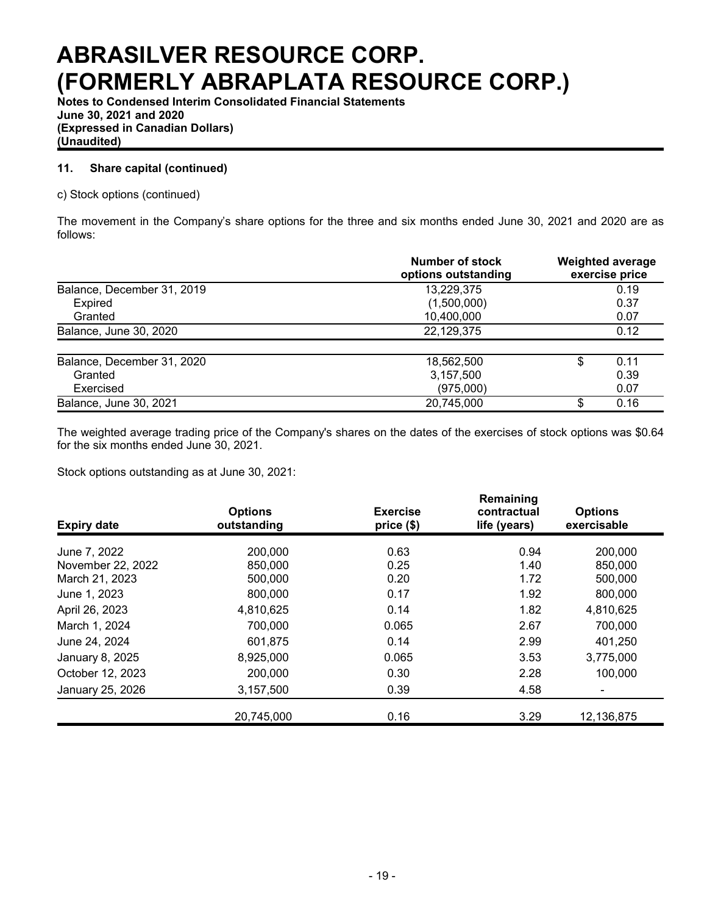## 11. Share capital (continued)

c) Stock options (continued)

The movement in the Company's share options for the three and six months ended June 30, 2021 and 2020 are as follows:

| | Number of stock options outstanding | Weighted average exercise price |
|---|---|---|
| Balance, December 31, 2019 | 13,229,375 | 0.19 |
| Expired | (1,500,000) | 0.37 |
| Granted | 10,400,000 | 0.07 |
| Balance, June 30, 2020 | 22,129,375 | 0.12 |
| | | |
| Balance, December 31, 2020 | 18,562,500 | $ 0.11 |
| Granted | 3,157,500 | 0.39 |
| Exercised | (975,000) | 0.07 |
| Balance, June 30, 2021 | 20,745,000 | $ 0.16 |

The weighted average trading price of the Company's shares on the dates of the exercises of stock options was $0.64 for the six months ended June 30, 2021.

Stock options outstanding as at June 30, 2021:

| Expiry date | Options outstanding | Exercise price ($) | Remaining contractual life (years) | Options exercisable |
|---|---|---|---|---|
| June 7, 2022 | 200,000 | 0.63 | 0.94 | 200,000 |
| November 22, 2022 | 850,000 | 0.25 | 1.40 | 850,000 |
| March 21, 2023 | 500,000 | 0.20 | 1.72 | 500,000 |
| June 1, 2023 | 800,000 | 0.17 | 1.92 | 800,000 |
| April 26, 2023 | 4,810,625 | 0.14 | 1.82 | 4,810,625 |
| March 1, 2024 | 700,000 | 0.065 | 2.67 | 700,000 |
| June 24, 2024 | 601,875 | 0.14 | 2.99 | 401,250 |
| January 8, 2025 | 8,925,000 | 0.065 | 3.53 | 3,775,000 |
| October 12, 2023 | 200,000 | 0.30 | 2.28 | 100,000 |
| January 25, 2026 | 3,157,500 | 0.39 | 4.58 | - |
| | 20,745,000 | 0.16 | 3.29 | 12,136,875 |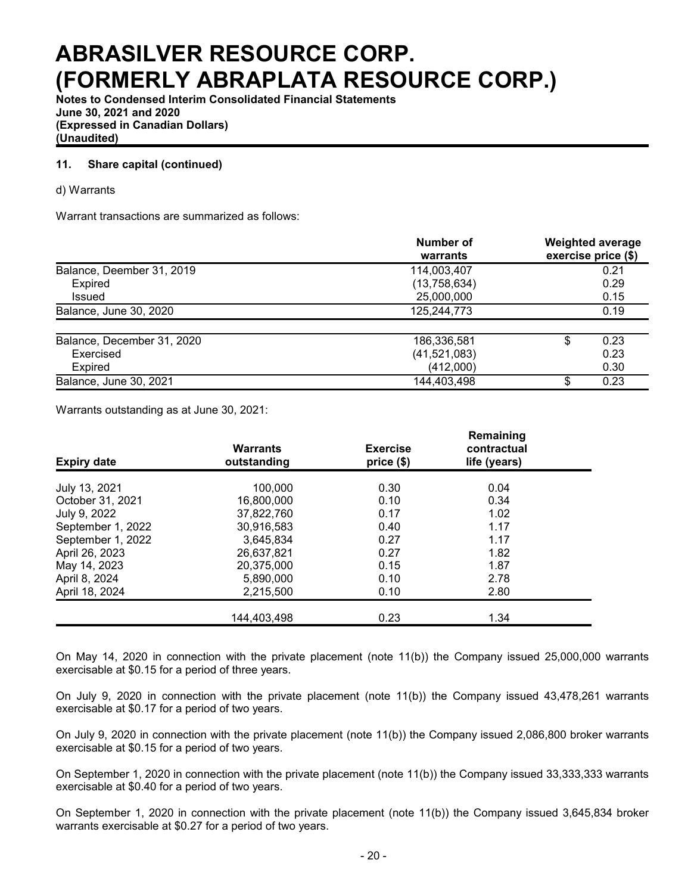**11. Share capital (continued)**

d) Warrants

Warrant transactions are summarized as follows:

| | Number of warrants | Weighted average exercise price ($) |
|---|---|---|
| Balance, Deember 31, 2019 | 114,003,407 | 0.21 |
| Expired | (13,758,634) | 0.29 |
| Issued | 25,000,000 | 0.15 |
| Balance, June 30, 2020 | 125,244,773 | 0.19 |
| | | |
| Balance, December 31, 2020 | 186,336,581 | $ 0.23 |
| Exercised | (41,521,083) | 0.23 |
| Expired | (412,000) | 0.30 |
| Balance, June 30, 2021 | 144,403,498 | $ 0.23 |

Warrants outstanding as at June 30, 2021:

| Expiry date | Warrants outstanding | Exercise price ($) | Remaining contractual life (years) |
|---|---|---|---|
| July 13, 2021 | 100,000 | 0.30 | 0.04 |
| October 31, 2021 | 16,800,000 | 0.10 | 0.34 |
| July 9, 2022 | 37,822,760 | 0.17 | 1.02 |
| September 1, 2022 | 30,916,583 | 0.40 | 1.17 |
| September 1, 2022 | 3,645,834 | 0.27 | 1.17 |
| April 26, 2023 | 26,637,821 | 0.27 | 1.82 |
| May 14, 2023 | 20,375,000 | 0.15 | 1.87 |
| April 8, 2024 | 5,890,000 | 0.10 | 2.78 |
| April 18, 2024 | 2,215,500 | 0.10 | 2.80 |
| | 144,403,498 | 0.23 | 1.34 |

On May 14, 2020 in connection with the private placement (note 11(b)) the Company issued 25,000,000 warrants exercisable at $0.15 for a period of three years.

On July 9, 2020 in connection with the private placement (note 11(b)) the Company issued 43,478,261 warrants exercisable at $0.17 for a period of two years.

On July 9, 2020 in connection with the private placement (note 11(b)) the Company issued 2,086,800 broker warrants exercisable at $0.15 for a period of two years.

On September 1, 2020 in connection with the private placement (note 11(b)) the Company issued 33,333,333 warrants exercisable at $0.40 for a period of two years.

On September 1, 2020 in connection with the private placement (note 11(b)) the Company issued 3,645,834 broker warrants exercisable at $0.27 for a period of two years.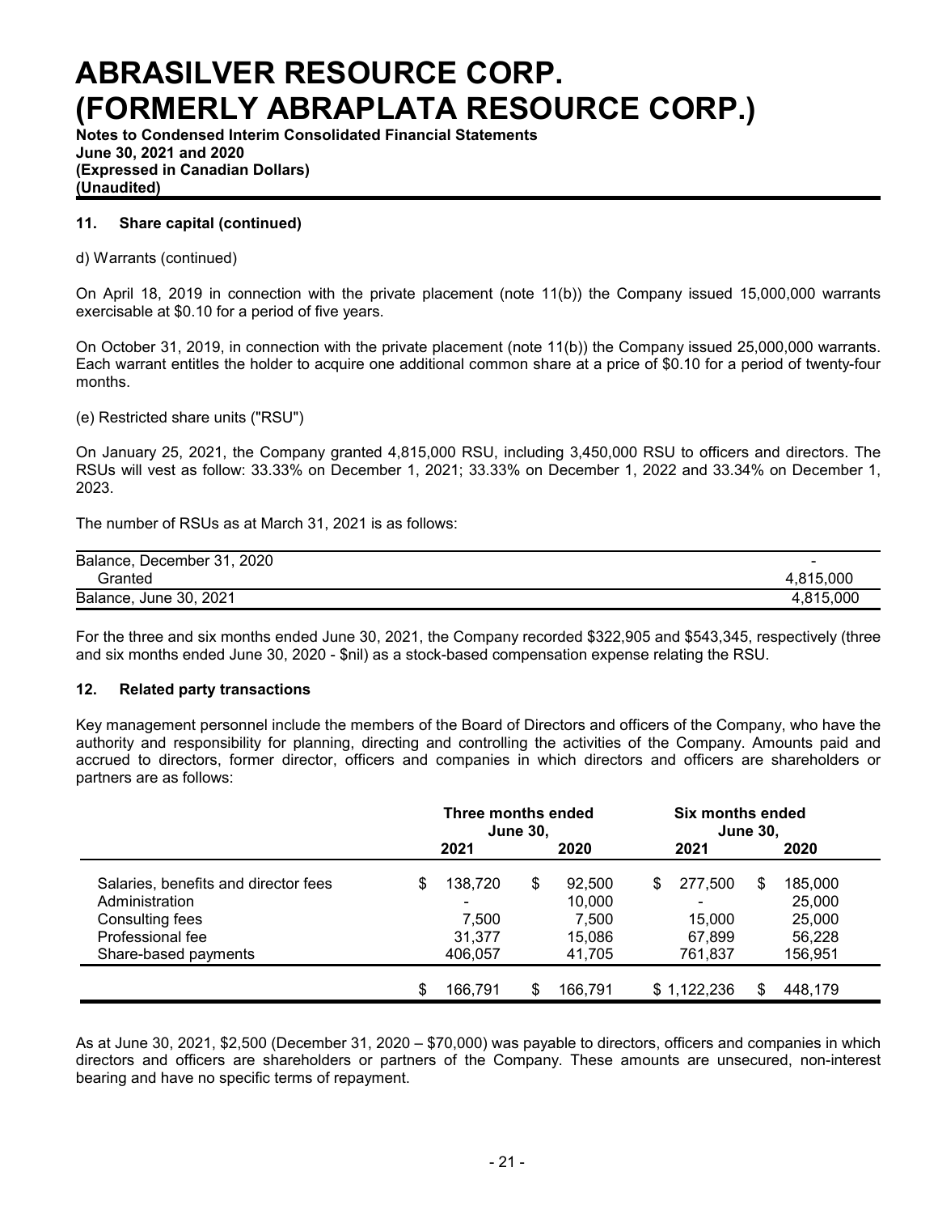**11. Share capital (continued)**

d) Warrants (continued)

On April 18, 2019 in connection with the private placement (note 11(b)) the Company issued 15,000,000 warrants exercisable at $0.10 for a period of five years.

On October 31, 2019, in connection with the private placement (note 11(b)) the Company issued 25,000,000 warrants. Each warrant entitles the holder to acquire one additional common share at a price of $0.10 for a period of twenty-four months.

(e) Restricted share units ("RSU")

On January 25, 2021, the Company granted 4,815,000 RSU, including 3,450,000 RSU to officers and directors. The RSUs will vest as follow: 33.33% on December 1, 2021; 33.33% on December 1, 2022 and 33.34% on December 1, 2023.

The number of RSUs as at March 31, 2021 is as follows:

| | |
|---|---|
| Balance, December 31, 2020 | - |
| Granted | 4,815,000 |
| Balance, June 30, 2021 | 4,815,000 |

For the three and six months ended June 30, 2021, the Company recorded $322,905 and $543,345, respectively (three and six months ended June 30, 2020 - $nil) as a stock-based compensation expense relating the RSU.

**12. Related party transactions**

Key management personnel include the members of the Board of Directors and officers of the Company, who have the authority and responsibility for planning, directing and controlling the activities of the Company. Amounts paid and accrued to directors, former director, officers and companies in which directors and officers are shareholders or partners are as follows:

| | Three months ended June 30, | | Six months ended June 30, | |
|---|---|---|---|---|
| | 2021 | 2020 | 2021 | 2020 |
| Salaries, benefits and director fees | $ 138,720 | $ 92,500 | $ 277,500 | $ 185,000 |
| Administration | - | 10,000 | - | 25,000 |
| Consulting fees | 7,500 | 7,500 | 15,000 | 25,000 |
| Professional fee | 31,377 | 15,086 | 67,899 | 56,228 |
| Share-based payments | 406,057 | 41,705 | 761,837 | 156,951 |
| | $ 166,791 | $ 166,791 | $ 1,122,236 | $ 448,179 |

As at June 30, 2021, $2,500 (December 31, 2020 – $70,000) was payable to directors, officers and companies in which directors and officers are shareholders or partners of the Company. These amounts are unsecured, non-interest bearing and have no specific terms of repayment.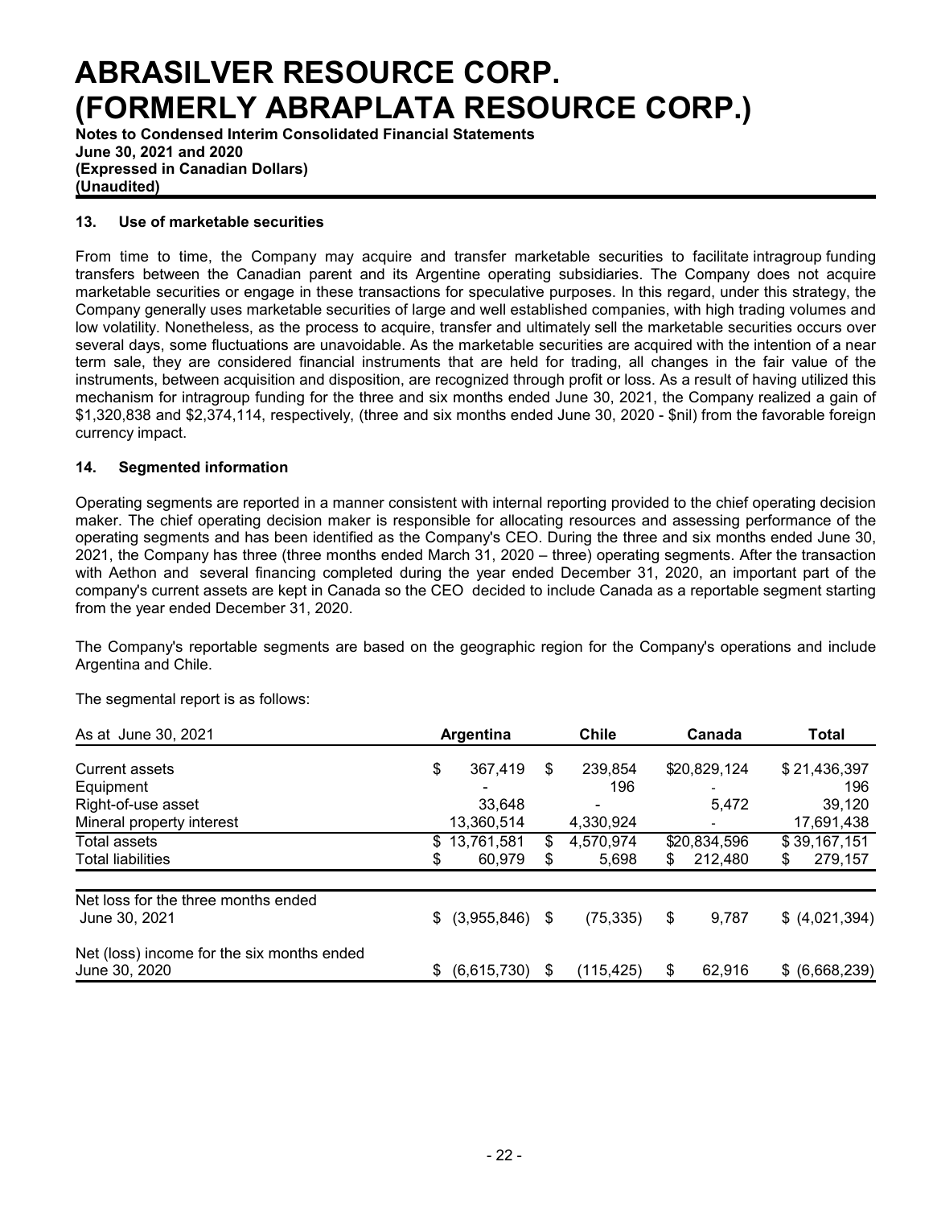## 13. Use of marketable securities

From time to time, the Company may acquire and transfer marketable securities to facilitate intragroup funding transfers between the Canadian parent and its Argentine operating subsidiaries. The Company does not acquire marketable securities or engage in these transactions for speculative purposes. In this regard, under this strategy, the Company generally uses marketable securities of large and well established companies, with high trading volumes and low volatility. Nonetheless, as the process to acquire, transfer and ultimately sell the marketable securities occurs over several days, some fluctuations are unavoidable. As the marketable securities are acquired with the intention of a near term sale, they are considered financial instruments that are held for trading, all changes in the fair value of the instruments, between acquisition and disposition, are recognized through profit or loss. As a result of having utilized this mechanism for intragroup funding for the three and six months ended June 30, 2021, the Company realized a gain of $1,320,838 and $2,374,114, respectively, (three and six months ended June 30, 2020 - $nil) from the favorable foreign currency impact.

## 14. Segmented information

Operating segments are reported in a manner consistent with internal reporting provided to the chief operating decision maker. The chief operating decision maker is responsible for allocating resources and assessing performance of the operating segments and has been identified as the Company's CEO. During the three and six months ended June 30, 2021, the Company has three (three months ended March 31, 2020 – three) operating segments. After the transaction with Aethon and several financing completed during the year ended December 31, 2020, an important part of the company's current assets are kept in Canada so the CEO decided to include Canada as a reportable segment starting from the year ended December 31, 2020.

The Company's reportable segments are based on the geographic region for the Company's operations and include Argentina and Chile.

The segmental report is as follows:

| As at June 30, 2021 | Argentina | Chile | Canada | Total |
|---|---|---|---|---|
| Current assets | $ 367,419 | $ 239,854 | $20,829,124 | $ 21,436,397 |
| Equipment | - | 196 | - | 196 |
| Right-of-use asset | 33,648 | - | 5,472 | 39,120 |
| Mineral property interest | 13,360,514 | 4,330,924 | - | 17,691,438 |
| Total assets | $ 13,761,581 | $ 4,570,974 | $20,834,596 | $ 39,167,151 |
| Total liabilities | $ 60,979 | $ 5,698 | $ 212,480 | $ 279,157 |
| Net loss for the three months ended June 30, 2021 | $ (3,955,846) | $ (75,335) | $ 9,787 | $ (4,021,394) |
| Net (loss) income for the six months ended June 30, 2020 | $ (6,615,730) | $ (115,425) | $ 62,916 | $ (6,668,239) |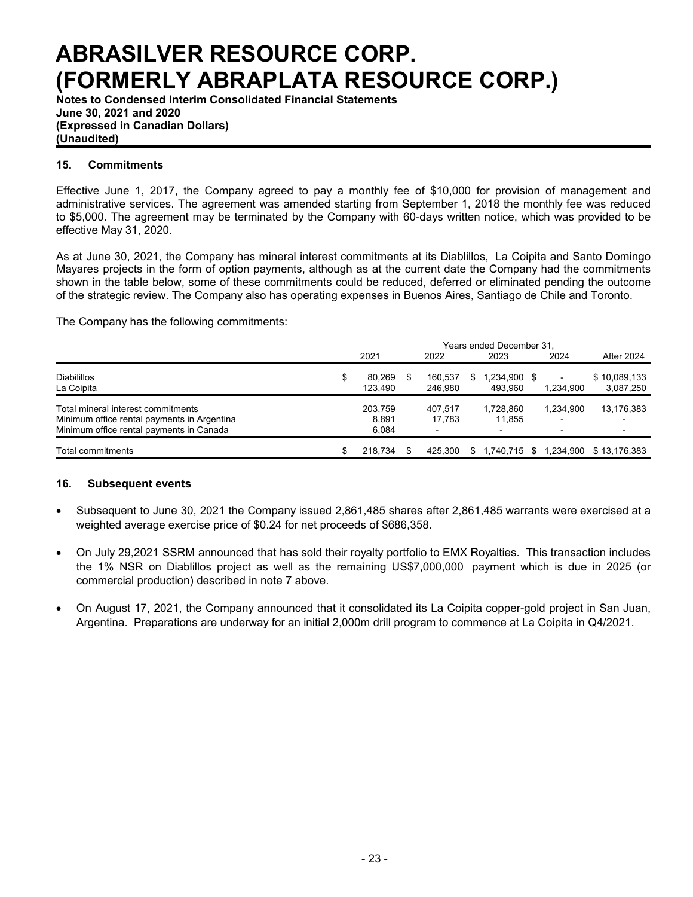## 15. Commitments

Effective June 1, 2017, the Company agreed to pay a monthly fee of $10,000 for provision of management and administrative services. The agreement was amended starting from September 1, 2018 the monthly fee was reduced to $5,000. The agreement may be terminated by the Company with 60-days written notice, which was provided to be effective May 31, 2020.

As at June 30, 2021, the Company has mineral interest commitments at its Diablillos, La Coipita and Santo Domingo Mayares projects in the form of option payments, although as at the current date the Company had the commitments shown in the table below, some of these commitments could be reduced, deferred or eliminated pending the outcome of the strategic review. The Company also has operating expenses in Buenos Aires, Santiago de Chile and Toronto.

The Company has the following commitments:

| | Years ended December 31, | | | | |
|---|---|---|---|---|---|
| | 2021 | 2022 | 2023 | 2024 | After 2024 |
| Diabilillos | $ 80,269 | $ 160,537 | $ 1,234,900 | $ - | $ 10,089,133 |
| La Coipita | 123,490 | 246,980 | 493,960 | 1,234,900 | 3,087,250 |
| Total mineral interest commitments | 203,759 | 407,517 | 1,728,860 | 1,234,900 | 13,176,383 |
| Minimum office rental payments in Argentina | 8,891 | 17,783 | 11,855 | - | - |
| Minimum office rental payments in Canada | 6,084 | - | - | - | - |
| Total commitments | $ 218,734 | $ 425,300 | $ 1,740,715 | $ 1,234,900 | $ 13,176,383 |

## 16. Subsequent events

- Subsequent to June 30, 2021 the Company issued 2,861,485 shares after 2,861,485 warrants were exercised at a weighted average exercise price of $0.24 for net proceeds of $686,358.
- On July 29,2021 SSRM announced that has sold their royalty portfolio to EMX Royalties. This transaction includes the 1% NSR on Diablillos project as well as the remaining US$7,000,000 payment which is due in 2025 (or commercial production) described in note 7 above.
- On August 17, 2021, the Company announced that it consolidated its La Coipita copper-gold project in San Juan, Argentina. Preparations are underway for an initial 2,000m drill program to commence at La Coipita in Q4/2021.